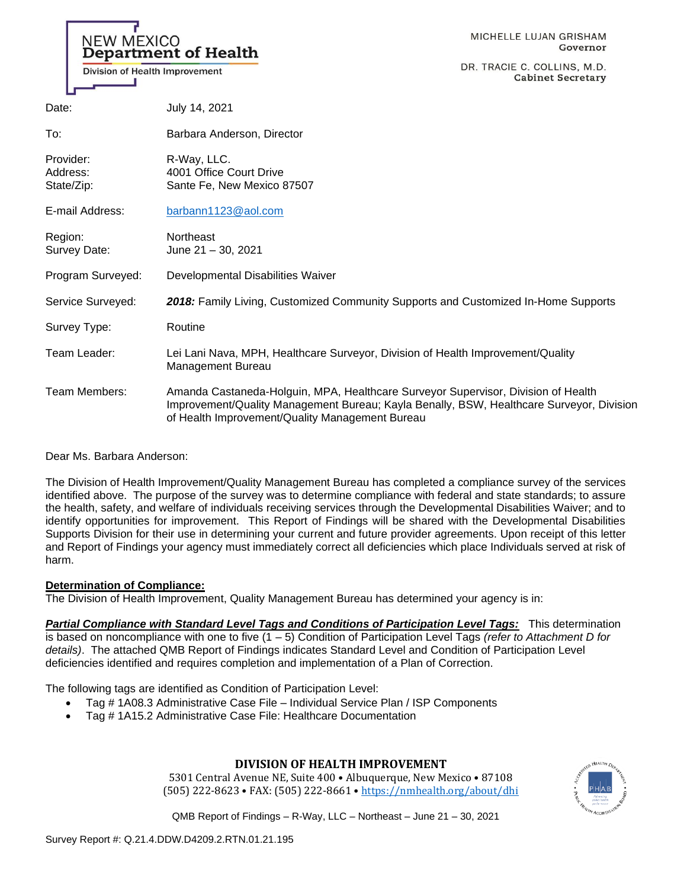NEW MEXICO
**Department of Health**
Division of Health Improvement

MICHELLE LUJAN GRISHAM
**Governor**

DR. TRACIE C. COLLINS, M.D.
**Cabinet Secretary**

| | |
|---|---|
| Date: | July 14, 2021 |
| To: | Barbara Anderson, Director |
| Provider: | R-Way, LLC. |
| Address: | 4001 Office Court Drive |
| State/Zip: | Sante Fe, New Mexico 87507 |
| E-mail Address: | barbann1123@aol.com |
| Region: | Northeast |
| Survey Date: | June 21 – 30, 2021 |
| Program Surveyed: | Developmental Disabilities Waiver |
| Service Surveyed: | ***2018:*** Family Living, Customized Community Supports and Customized In-Home Supports |
| Survey Type: | Routine |
| Team Leader: | Lei Lani Nava, MPH, Healthcare Surveyor, Division of Health Improvement/Quality Management Bureau |
| Team Members: | Amanda Castaneda-Holguin, MPA, Healthcare Surveyor Supervisor, Division of Health Improvement/Quality Management Bureau; Kayla Benally, BSW, Healthcare Surveyor, Division of Health Improvement/Quality Management Bureau |

Dear Ms. Barbara Anderson:

The Division of Health Improvement/Quality Management Bureau has completed a compliance survey of the services identified above. The purpose of the survey was to determine compliance with federal and state standards; to assure the health, safety, and welfare of individuals receiving services through the Developmental Disabilities Waiver; and to identify opportunities for improvement. This Report of Findings will be shared with the Developmental Disabilities Supports Division for their use in determining your current and future provider agreements. Upon receipt of this letter and Report of Findings your agency must immediately correct all deficiencies which place Individuals served at risk of harm.

**Determination of Compliance:**
The Division of Health Improvement, Quality Management Bureau has determined your agency is in:

***Partial Compliance with Standard Level Tags and Conditions of Participation Level Tags:*** This determination is based on noncompliance with one to five (1 – 5) Condition of Participation Level Tags *(refer to Attachment D for details)*. The attached QMB Report of Findings indicates Standard Level and Condition of Participation Level deficiencies identified and requires completion and implementation of a Plan of Correction.

The following tags are identified as Condition of Participation Level:

- Tag # 1A08.3 Administrative Case File – Individual Service Plan / ISP Components
- Tag # 1A15.2 Administrative Case File: Healthcare Documentation

**DIVISION OF HEALTH IMPROVEMENT**
5301 Central Avenue NE, Suite 400 • Albuquerque, New Mexico • 87108
(505) 222-8623 • FAX: (505) 222-8661 • https://nmhealth.org/about/dhi

Survey Report #: Q.21.4.DDW.D4209.2.RTN.01.21.195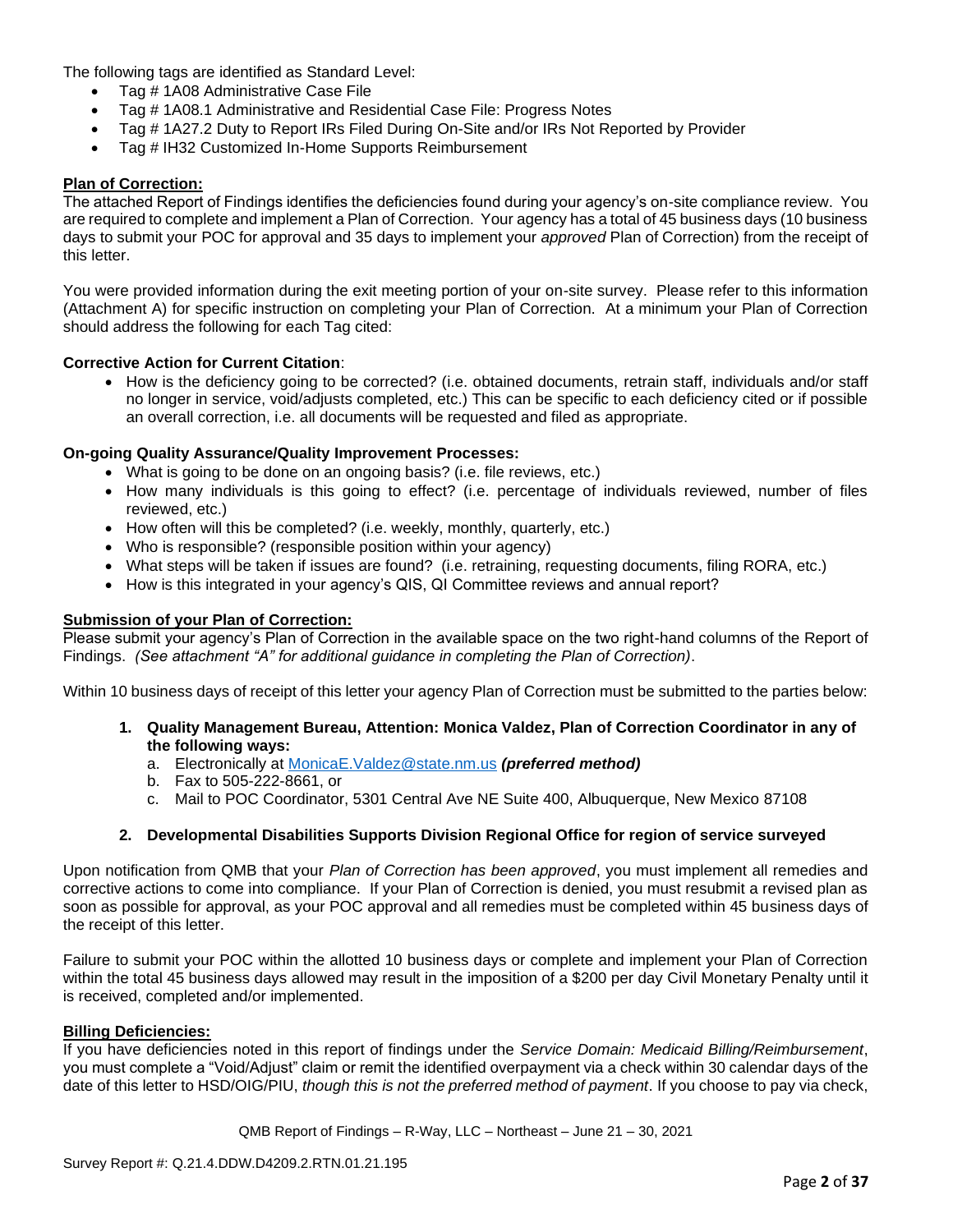The following tags are identified as Standard Level:

- Tag # 1A08 Administrative Case File
- Tag # 1A08.1 Administrative and Residential Case File: Progress Notes
- Tag # 1A27.2 Duty to Report IRs Filed During On-Site and/or IRs Not Reported by Provider
- Tag # IH32 Customized In-Home Supports Reimbursement

**Plan of Correction:**

The attached Report of Findings identifies the deficiencies found during your agency's on-site compliance review. You are required to complete and implement a Plan of Correction. Your agency has a total of 45 business days (10 business days to submit your POC for approval and 35 days to implement your *approved* Plan of Correction) from the receipt of this letter.

You were provided information during the exit meeting portion of your on-site survey. Please refer to this information (Attachment A) for specific instruction on completing your Plan of Correction. At a minimum your Plan of Correction should address the following for each Tag cited:

**Corrective Action for Current Citation**:

- How is the deficiency going to be corrected? (i.e. obtained documents, retrain staff, individuals and/or staff no longer in service, void/adjusts completed, etc.) This can be specific to each deficiency cited or if possible an overall correction, i.e. all documents will be requested and filed as appropriate.

**On-going Quality Assurance/Quality Improvement Processes:**

- What is going to be done on an ongoing basis? (i.e. file reviews, etc.)
- How many individuals is this going to effect? (i.e. percentage of individuals reviewed, number of files reviewed, etc.)
- How often will this be completed? (i.e. weekly, monthly, quarterly, etc.)
- Who is responsible? (responsible position within your agency)
- What steps will be taken if issues are found? (i.e. retraining, requesting documents, filing RORA, etc.)
- How is this integrated in your agency's QIS, QI Committee reviews and annual report?

**Submission of your Plan of Correction:**

Please submit your agency's Plan of Correction in the available space on the two right-hand columns of the Report of Findings. *(See attachment "A" for additional guidance in completing the Plan of Correction)*.

Within 10 business days of receipt of this letter your agency Plan of Correction must be submitted to the parties below:

1. **Quality Management Bureau, Attention: Monica Valdez, Plan of Correction Coordinator in any of the following ways:**
   a. Electronically at MonicaE.Valdez@state.nm.us ***(preferred method)***
   b. Fax to 505-222-8661, or
   c. Mail to POC Coordinator, 5301 Central Ave NE Suite 400, Albuquerque, New Mexico 87108

2. **Developmental Disabilities Supports Division Regional Office for region of service surveyed**

Upon notification from QMB that your *Plan of Correction has been approved*, you must implement all remedies and corrective actions to come into compliance. If your Plan of Correction is denied, you must resubmit a revised plan as soon as possible for approval, as your POC approval and all remedies must be completed within 45 business days of the receipt of this letter.

Failure to submit your POC within the allotted 10 business days or complete and implement your Plan of Correction within the total 45 business days allowed may result in the imposition of a $200 per day Civil Monetary Penalty until it is received, completed and/or implemented.

**Billing Deficiencies:**

If you have deficiencies noted in this report of findings under the *Service Domain: Medicaid Billing/Reimbursement*, you must complete a "Void/Adjust" claim or remit the identified overpayment via a check within 30 calendar days of the date of this letter to HSD/OIG/PIU, *though this is not the preferred method of payment*. If you choose to pay via check,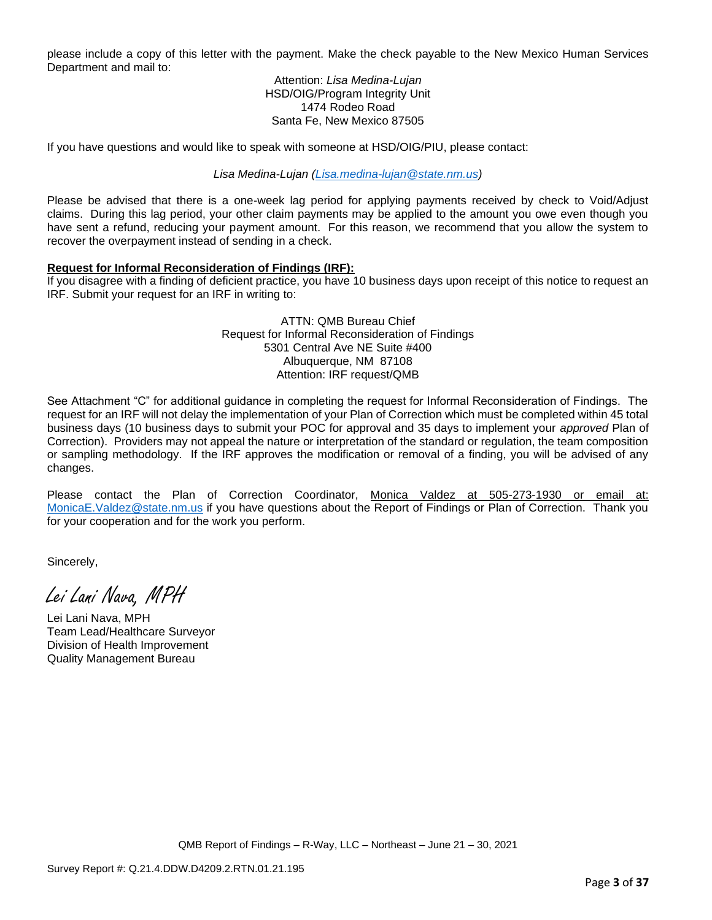please include a copy of this letter with the payment. Make the check payable to the New Mexico Human Services Department and mail to:

Attention: *Lisa Medina-Lujan*
HSD/OIG/Program Integrity Unit
1474 Rodeo Road
Santa Fe, New Mexico 87505

If you have questions and would like to speak with someone at HSD/OIG/PIU, please contact:

*Lisa Medina-Lujan (Lisa.medina-lujan@state.nm.us)*

Please be advised that there is a one-week lag period for applying payments received by check to Void/Adjust claims. During this lag period, your other claim payments may be applied to the amount you owe even though you have sent a refund, reducing your payment amount. For this reason, we recommend that you allow the system to recover the overpayment instead of sending in a check.

**Request for Informal Reconsideration of Findings (IRF):**

If you disagree with a finding of deficient practice, you have 10 business days upon receipt of this notice to request an IRF. Submit your request for an IRF in writing to:

ATTN: QMB Bureau Chief
Request for Informal Reconsideration of Findings
5301 Central Ave NE Suite #400
Albuquerque, NM 87108
Attention: IRF request/QMB

See Attachment "C" for additional guidance in completing the request for Informal Reconsideration of Findings. The request for an IRF will not delay the implementation of your Plan of Correction which must be completed within 45 total business days (10 business days to submit your POC for approval and 35 days to implement your *approved* Plan of Correction). Providers may not appeal the nature or interpretation of the standard or regulation, the team composition or sampling methodology. If the IRF approves the modification or removal of a finding, you will be advised of any changes.

Please contact the Plan of Correction Coordinator, Monica Valdez at 505-273-1930 or email at: MonicaE.Valdez@state.nm.us if you have questions about the Report of Findings or Plan of Correction. Thank you for your cooperation and for the work you perform.

Sincerely,

*Lei Lani Nava, MPH*

Lei Lani Nava, MPH
Team Lead/Healthcare Surveyor
Division of Health Improvement
Quality Management Bureau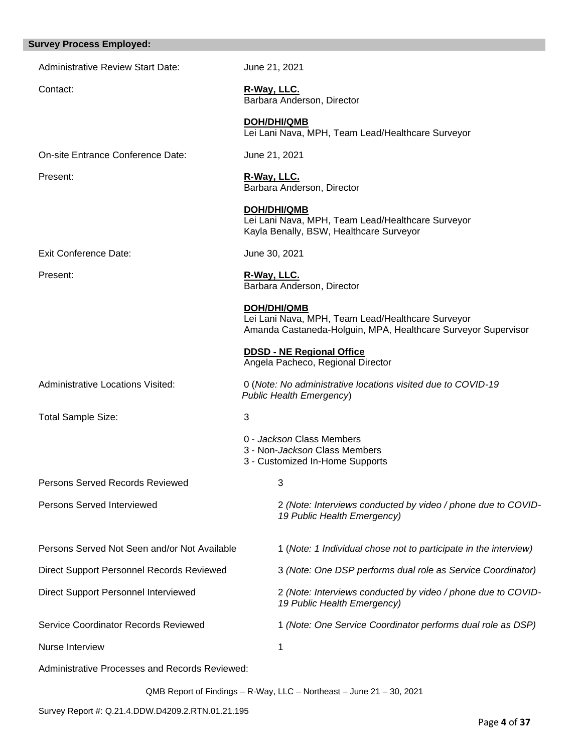## Survey Process Employed:

Administrative Review Start Date: June 21, 2021

Contact: **R-Way, LLC.**
Barbara Anderson, Director

**DOH/DHI/QMB**
Lei Lani Nava, MPH, Team Lead/Healthcare Surveyor

On-site Entrance Conference Date: June 21, 2021

Present: **R-Way, LLC.**
Barbara Anderson, Director

**DOH/DHI/QMB**
Lei Lani Nava, MPH, Team Lead/Healthcare Surveyor
Kayla Benally, BSW, Healthcare Surveyor

Exit Conference Date: June 30, 2021

Present: **R-Way, LLC.**
Barbara Anderson, Director

**DOH/DHI/QMB**
Lei Lani Nava, MPH, Team Lead/Healthcare Surveyor
Amanda Castaneda-Holguin, MPA, Healthcare Surveyor Supervisor

**DDSD - NE Regional Office**
Angela Pacheco, Regional Director

Administrative Locations Visited: 0 (*Note: No administrative locations visited due to COVID-19 Public Health Emergency*)

Total Sample Size: 3

0 - *Jackson* Class Members
3 - Non-*Jackson* Class Members
3 - Customized In-Home Supports

Persons Served Records Reviewed: 3

Persons Served Interviewed: 2 *(Note: Interviews conducted by video / phone due to COVID-19 Public Health Emergency)*

Persons Served Not Seen and/or Not Available: 1 (*Note: 1 Individual chose not to participate in the interview)*

Direct Support Personnel Records Reviewed: 3 *(Note: One DSP performs dual role as Service Coordinator)*

Direct Support Personnel Interviewed: 2 *(Note: Interviews conducted by video / phone due to COVID-19 Public Health Emergency)*

Service Coordinator Records Reviewed: 1 *(Note: One Service Coordinator performs dual role as DSP)*

Nurse Interview: 1

Administrative Processes and Records Reviewed: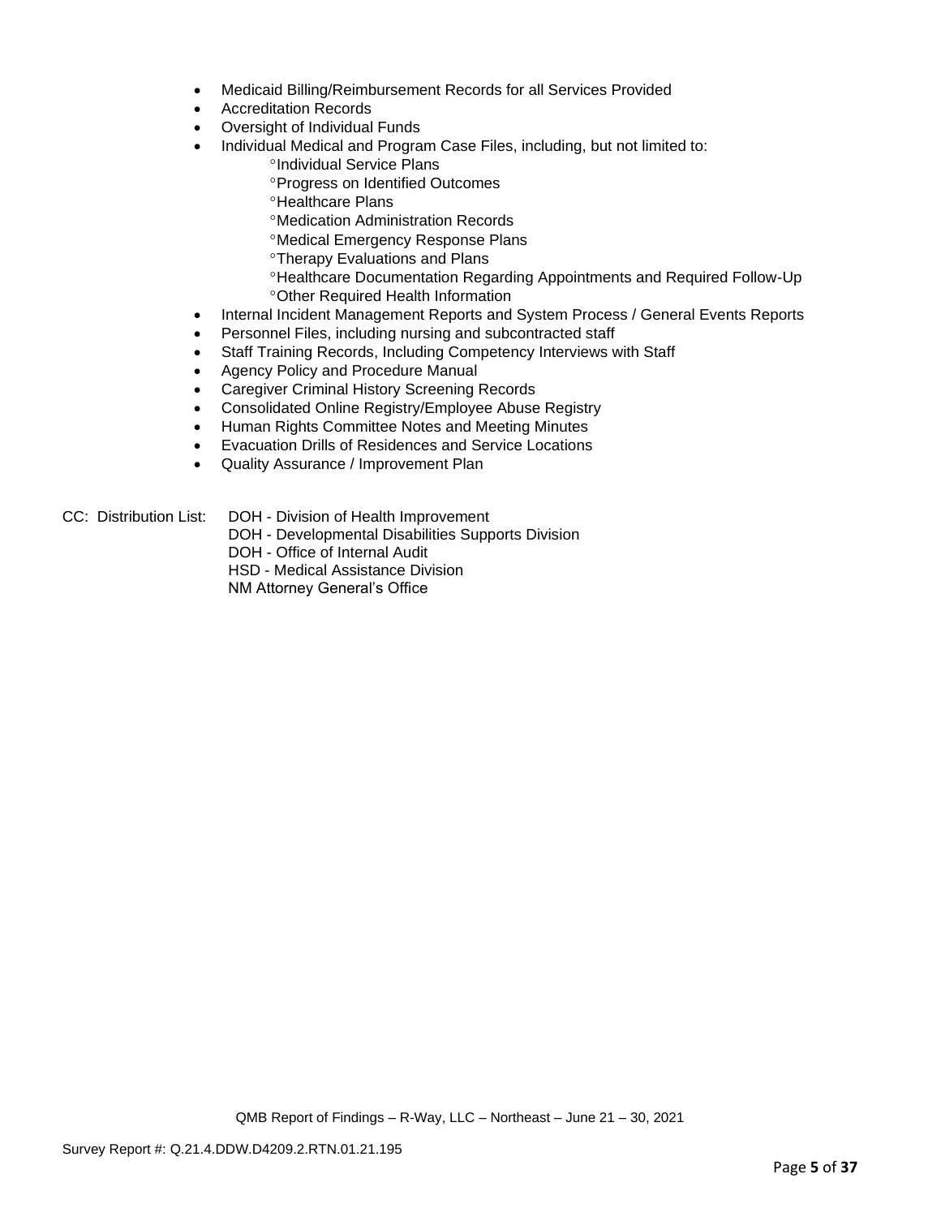- Medicaid Billing/Reimbursement Records for all Services Provided
- Accreditation Records
- Oversight of Individual Funds
- Individual Medical and Program Case Files, including, but not limited to:
    - °Individual Service Plans
    - °Progress on Identified Outcomes
    - °Healthcare Plans
    - °Medication Administration Records
    - °Medical Emergency Response Plans
    - °Therapy Evaluations and Plans
    - °Healthcare Documentation Regarding Appointments and Required Follow-Up
    - °Other Required Health Information
- Internal Incident Management Reports and System Process / General Events Reports
- Personnel Files, including nursing and subcontracted staff
- Staff Training Records, Including Competency Interviews with Staff
- Agency Policy and Procedure Manual
- Caregiver Criminal History Screening Records
- Consolidated Online Registry/Employee Abuse Registry
- Human Rights Committee Notes and Meeting Minutes
- Evacuation Drills of Residences and Service Locations
- Quality Assurance / Improvement Plan

CC: Distribution List:
DOH - Division of Health Improvement
DOH - Developmental Disabilities Supports Division
DOH - Office of Internal Audit
HSD - Medical Assistance Division
NM Attorney General's Office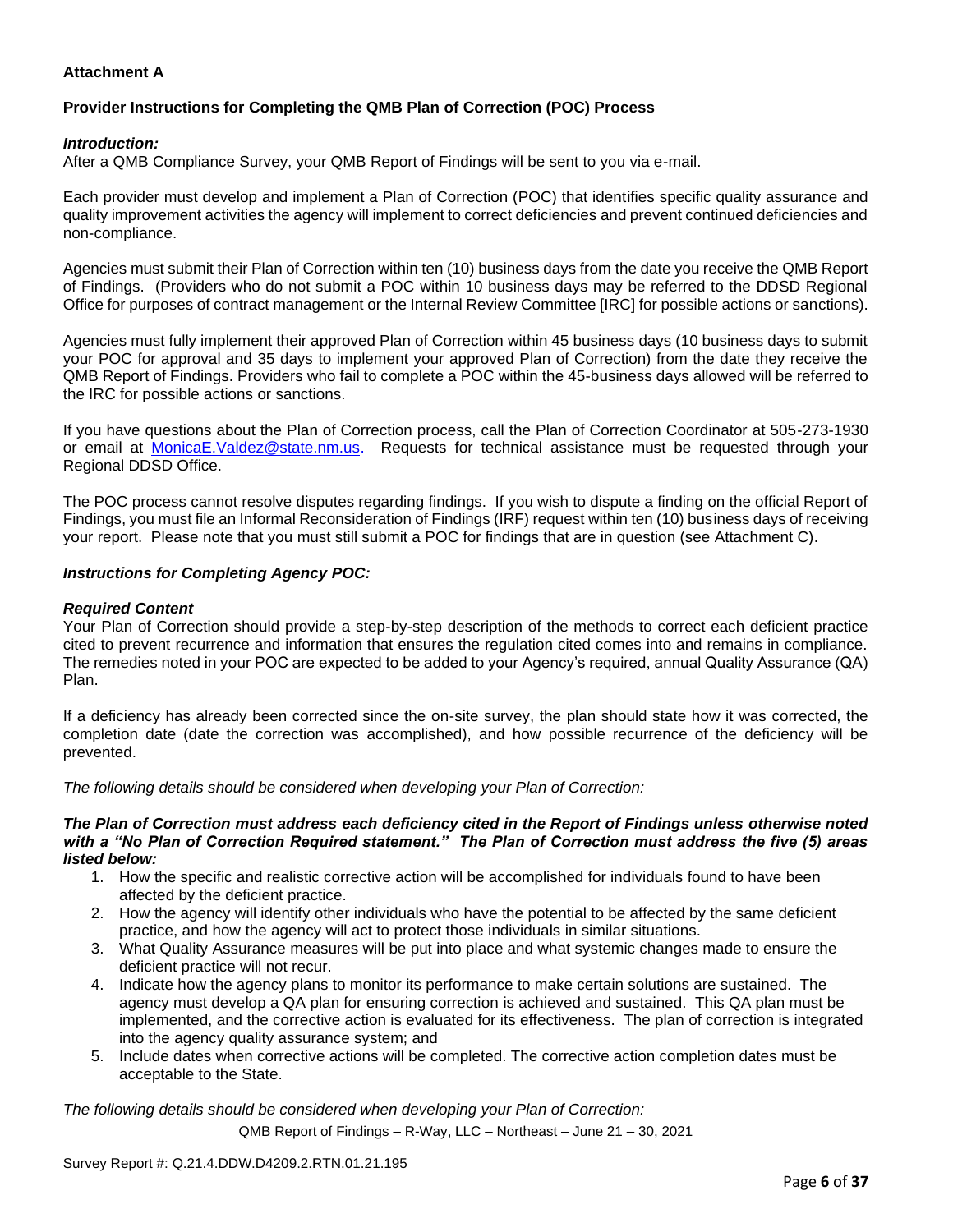**Attachment A**

**Provider Instructions for Completing the QMB Plan of Correction (POC) Process**

***Introduction:***

After a QMB Compliance Survey, your QMB Report of Findings will be sent to you via e-mail.

Each provider must develop and implement a Plan of Correction (POC) that identifies specific quality assurance and quality improvement activities the agency will implement to correct deficiencies and prevent continued deficiencies and non-compliance.

Agencies must submit their Plan of Correction within ten (10) business days from the date you receive the QMB Report of Findings. (Providers who do not submit a POC within 10 business days may be referred to the DDSD Regional Office for purposes of contract management or the Internal Review Committee [IRC] for possible actions or sanctions).

Agencies must fully implement their approved Plan of Correction within 45 business days (10 business days to submit your POC for approval and 35 days to implement your approved Plan of Correction) from the date they receive the QMB Report of Findings. Providers who fail to complete a POC within the 45-business days allowed will be referred to the IRC for possible actions or sanctions.

If you have questions about the Plan of Correction process, call the Plan of Correction Coordinator at 505-273-1930 or email at MonicaE.Valdez@state.nm.us. Requests for technical assistance must be requested through your Regional DDSD Office.

The POC process cannot resolve disputes regarding findings. If you wish to dispute a finding on the official Report of Findings, you must file an Informal Reconsideration of Findings (IRF) request within ten (10) business days of receiving your report. Please note that you must still submit a POC for findings that are in question (see Attachment C).

***Instructions for Completing Agency POC:***

***Required Content***

Your Plan of Correction should provide a step-by-step description of the methods to correct each deficient practice cited to prevent recurrence and information that ensures the regulation cited comes into and remains in compliance. The remedies noted in your POC are expected to be added to your Agency's required, annual Quality Assurance (QA) Plan.

If a deficiency has already been corrected since the on-site survey, the plan should state how it was corrected, the completion date (date the correction was accomplished), and how possible recurrence of the deficiency will be prevented.

*The following details should be considered when developing your Plan of Correction:*

***The Plan of Correction must address each deficiency cited in the Report of Findings unless otherwise noted with a "No Plan of Correction Required statement." The Plan of Correction must address the five (5) areas listed below:***

1. How the specific and realistic corrective action will be accomplished for individuals found to have been affected by the deficient practice.
2. How the agency will identify other individuals who have the potential to be affected by the same deficient practice, and how the agency will act to protect those individuals in similar situations.
3. What Quality Assurance measures will be put into place and what systemic changes made to ensure the deficient practice will not recur.
4. Indicate how the agency plans to monitor its performance to make certain solutions are sustained. The agency must develop a QA plan for ensuring correction is achieved and sustained. This QA plan must be implemented, and the corrective action is evaluated for its effectiveness. The plan of correction is integrated into the agency quality assurance system; and
5. Include dates when corrective actions will be completed. The corrective action completion dates must be acceptable to the State.

*The following details should be considered when developing your Plan of Correction:*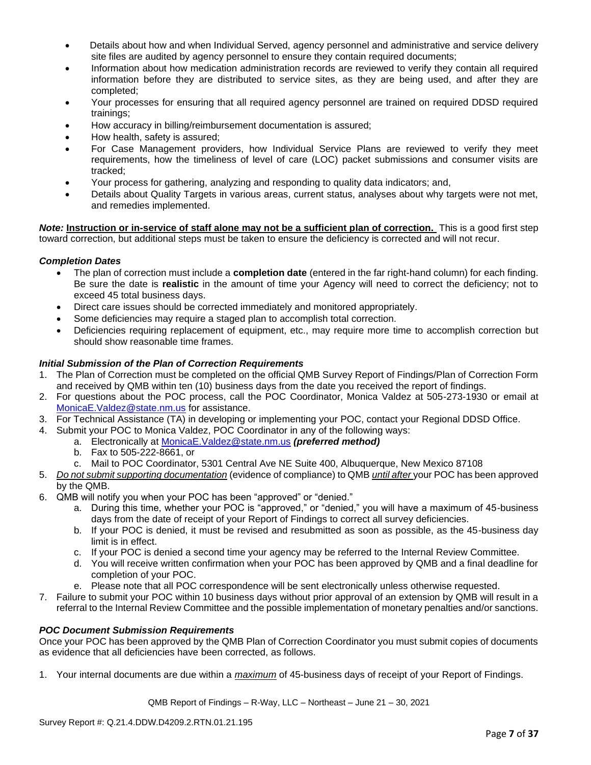- Details about how and when Individual Served, agency personnel and administrative and service delivery site files are audited by agency personnel to ensure they contain required documents;
- Information about how medication administration records are reviewed to verify they contain all required information before they are distributed to service sites, as they are being used, and after they are completed;
- Your processes for ensuring that all required agency personnel are trained on required DDSD required trainings;
- How accuracy in billing/reimbursement documentation is assured;
- How health, safety is assured;
- For Case Management providers, how Individual Service Plans are reviewed to verify they meet requirements, how the timeliness of level of care (LOC) packet submissions and consumer visits are tracked;
- Your process for gathering, analyzing and responding to quality data indicators; and,
- Details about Quality Targets in various areas, current status, analyses about why targets were not met, and remedies implemented.

***Note:*** **Instruction or in-service of staff alone may not be a sufficient plan of correction.** This is a good first step toward correction, but additional steps must be taken to ensure the deficiency is corrected and will not recur.

### *Completion Dates*

- The plan of correction must include a **completion date** (entered in the far right-hand column) for each finding. Be sure the date is **realistic** in the amount of time your Agency will need to correct the deficiency; not to exceed 45 total business days.
- Direct care issues should be corrected immediately and monitored appropriately.
- Some deficiencies may require a staged plan to accomplish total correction.
- Deficiencies requiring replacement of equipment, etc., may require more time to accomplish correction but should show reasonable time frames.

### *Initial Submission of the Plan of Correction Requirements*

1. The Plan of Correction must be completed on the official QMB Survey Report of Findings/Plan of Correction Form and received by QMB within ten (10) business days from the date you received the report of findings.
2. For questions about the POC process, call the POC Coordinator, Monica Valdez at 505-273-1930 or email at MonicaE.Valdez@state.nm.us for assistance.
3. For Technical Assistance (TA) in developing or implementing your POC, contact your Regional DDSD Office.
4. Submit your POC to Monica Valdez, POC Coordinator in any of the following ways:
   a. Electronically at MonicaE.Valdez@state.nm.us ***(preferred method)***
   b. Fax to 505-222-8661, or
   c. Mail to POC Coordinator, 5301 Central Ave NE Suite 400, Albuquerque, New Mexico 87108
5. *Do not submit supporting documentation* (evidence of compliance) to QMB *until after* your POC has been approved by the QMB.
6. QMB will notify you when your POC has been "approved" or "denied."
   a. During this time, whether your POC is "approved," or "denied," you will have a maximum of 45-business days from the date of receipt of your Report of Findings to correct all survey deficiencies.
   b. If your POC is denied, it must be revised and resubmitted as soon as possible, as the 45-business day limit is in effect.
   c. If your POC is denied a second time your agency may be referred to the Internal Review Committee.
   d. You will receive written confirmation when your POC has been approved by QMB and a final deadline for completion of your POC.
   e. Please note that all POC correspondence will be sent electronically unless otherwise requested.
7. Failure to submit your POC within 10 business days without prior approval of an extension by QMB will result in a referral to the Internal Review Committee and the possible implementation of monetary penalties and/or sanctions.

### *POC Document Submission Requirements*

Once your POC has been approved by the QMB Plan of Correction Coordinator you must submit copies of documents as evidence that all deficiencies have been corrected, as follows.

1. Your internal documents are due within a *maximum* of 45-business days of receipt of your Report of Findings.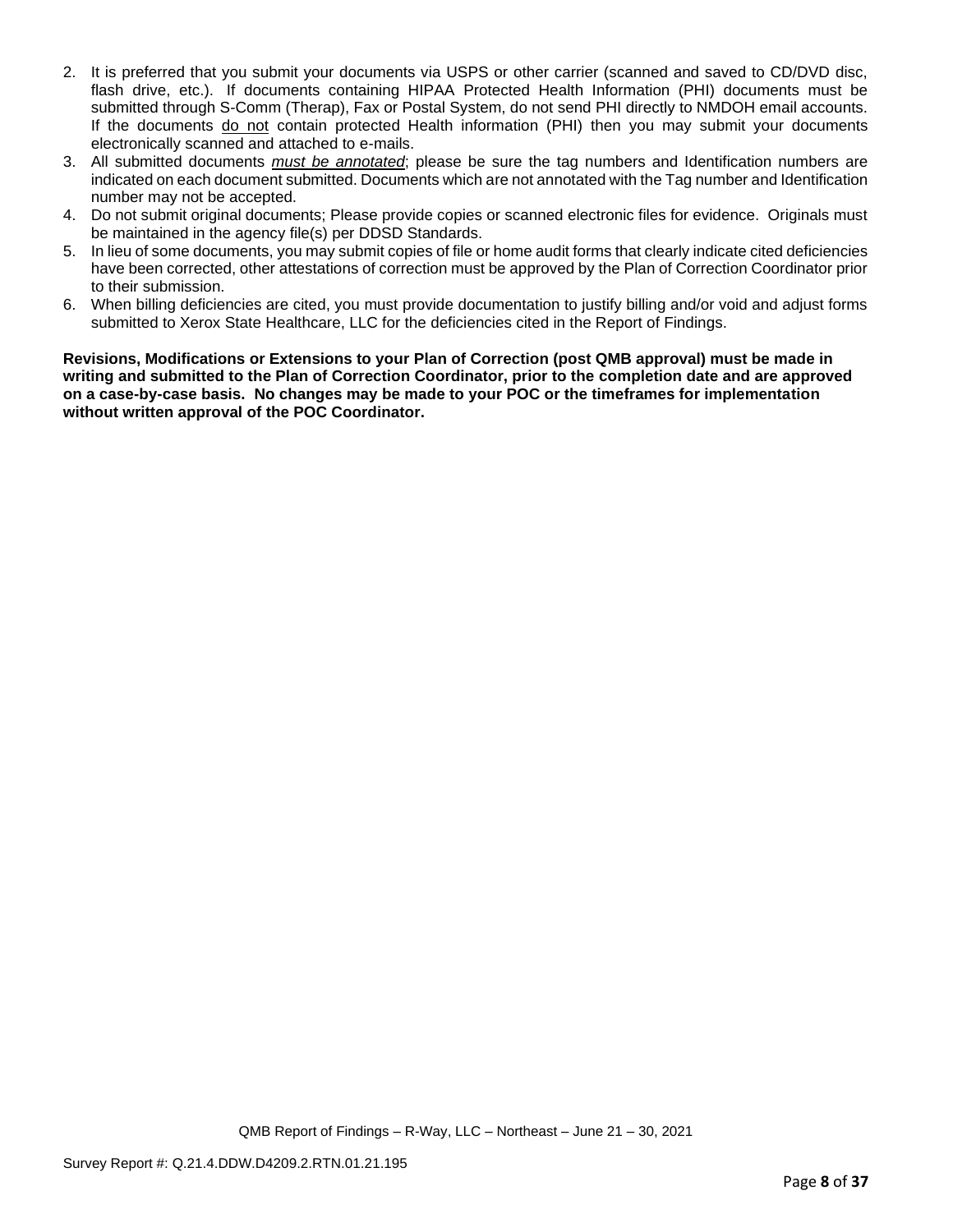2. It is preferred that you submit your documents via USPS or other carrier (scanned and saved to CD/DVD disc, flash drive, etc.). If documents containing HIPAA Protected Health Information (PHI) documents must be submitted through S-Comm (Therap), Fax or Postal System, do not send PHI directly to NMDOH email accounts. If the documents do not contain protected Health information (PHI) then you may submit your documents electronically scanned and attached to e-mails.
3. All submitted documents ***must be annotated***; please be sure the tag numbers and Identification numbers are indicated on each document submitted. Documents which are not annotated with the Tag number and Identification number may not be accepted.
4. Do not submit original documents; Please provide copies or scanned electronic files for evidence. Originals must be maintained in the agency file(s) per DDSD Standards.
5. In lieu of some documents, you may submit copies of file or home audit forms that clearly indicate cited deficiencies have been corrected, other attestations of correction must be approved by the Plan of Correction Coordinator prior to their submission.
6. When billing deficiencies are cited, you must provide documentation to justify billing and/or void and adjust forms submitted to Xerox State Healthcare, LLC for the deficiencies cited in the Report of Findings.

**Revisions, Modifications or Extensions to your Plan of Correction (post QMB approval) must be made in writing and submitted to the Plan of Correction Coordinator, prior to the completion date and are approved on a case-by-case basis. No changes may be made to your POC or the timeframes for implementation without written approval of the POC Coordinator.**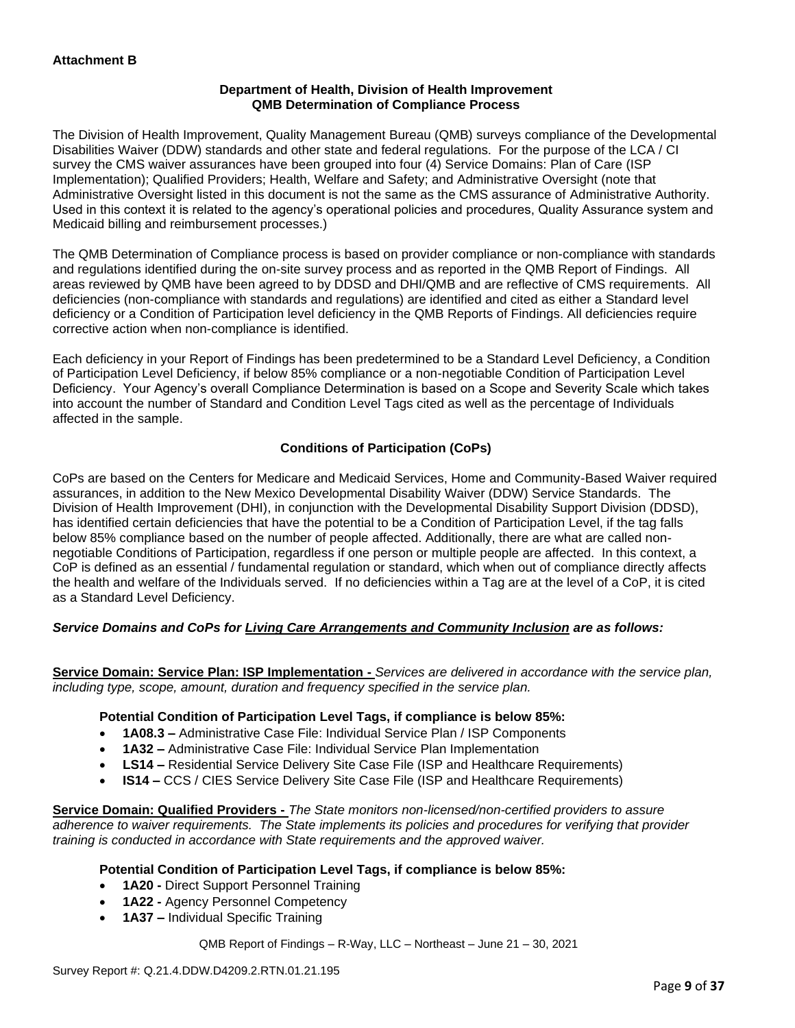**Attachment B**

**Department of Health, Division of Health Improvement**
**QMB Determination of Compliance Process**

The Division of Health Improvement, Quality Management Bureau (QMB) surveys compliance of the Developmental Disabilities Waiver (DDW) standards and other state and federal regulations. For the purpose of the LCA / CI survey the CMS waiver assurances have been grouped into four (4) Service Domains: Plan of Care (ISP Implementation); Qualified Providers; Health, Welfare and Safety; and Administrative Oversight (note that Administrative Oversight listed in this document is not the same as the CMS assurance of Administrative Authority. Used in this context it is related to the agency's operational policies and procedures, Quality Assurance system and Medicaid billing and reimbursement processes.)

The QMB Determination of Compliance process is based on provider compliance or non-compliance with standards and regulations identified during the on-site survey process and as reported in the QMB Report of Findings. All areas reviewed by QMB have been agreed to by DDSD and DHI/QMB and are reflective of CMS requirements. All deficiencies (non-compliance with standards and regulations) are identified and cited as either a Standard level deficiency or a Condition of Participation level deficiency in the QMB Reports of Findings. All deficiencies require corrective action when non-compliance is identified.

Each deficiency in your Report of Findings has been predetermined to be a Standard Level Deficiency, a Condition of Participation Level Deficiency, if below 85% compliance or a non-negotiable Condition of Participation Level Deficiency. Your Agency's overall Compliance Determination is based on a Scope and Severity Scale which takes into account the number of Standard and Condition Level Tags cited as well as the percentage of Individuals affected in the sample.

**Conditions of Participation (CoPs)**

CoPs are based on the Centers for Medicare and Medicaid Services, Home and Community-Based Waiver required assurances, in addition to the New Mexico Developmental Disability Waiver (DDW) Service Standards. The Division of Health Improvement (DHI), in conjunction with the Developmental Disability Support Division (DDSD), has identified certain deficiencies that have the potential to be a Condition of Participation Level, if the tag falls below 85% compliance based on the number of people affected. Additionally, there are what are called non-negotiable Conditions of Participation, regardless if one person or multiple people are affected. In this context, a CoP is defined as an essential / fundamental regulation or standard, which when out of compliance directly affects the health and welfare of the Individuals served. If no deficiencies within a Tag are at the level of a CoP, it is cited as a Standard Level Deficiency.

***Service Domains and CoPs for Living Care Arrangements and Community Inclusion are as follows:***

**Service Domain: Service Plan: ISP Implementation -** *Services are delivered in accordance with the service plan, including type, scope, amount, duration and frequency specified in the service plan.*

**Potential Condition of Participation Level Tags, if compliance is below 85%:**

- **1A08.3 –** Administrative Case File: Individual Service Plan / ISP Components
- **1A32 –** Administrative Case File: Individual Service Plan Implementation
- **LS14 –** Residential Service Delivery Site Case File (ISP and Healthcare Requirements)
- **IS14 –** CCS / CIES Service Delivery Site Case File (ISP and Healthcare Requirements)

**Service Domain: Qualified Providers -** *The State monitors non-licensed/non-certified providers to assure adherence to waiver requirements. The State implements its policies and procedures for verifying that provider training is conducted in accordance with State requirements and the approved waiver.*

**Potential Condition of Participation Level Tags, if compliance is below 85%:**

- **1A20 -** Direct Support Personnel Training
- **1A22 -** Agency Personnel Competency
- **1A37 –** Individual Specific Training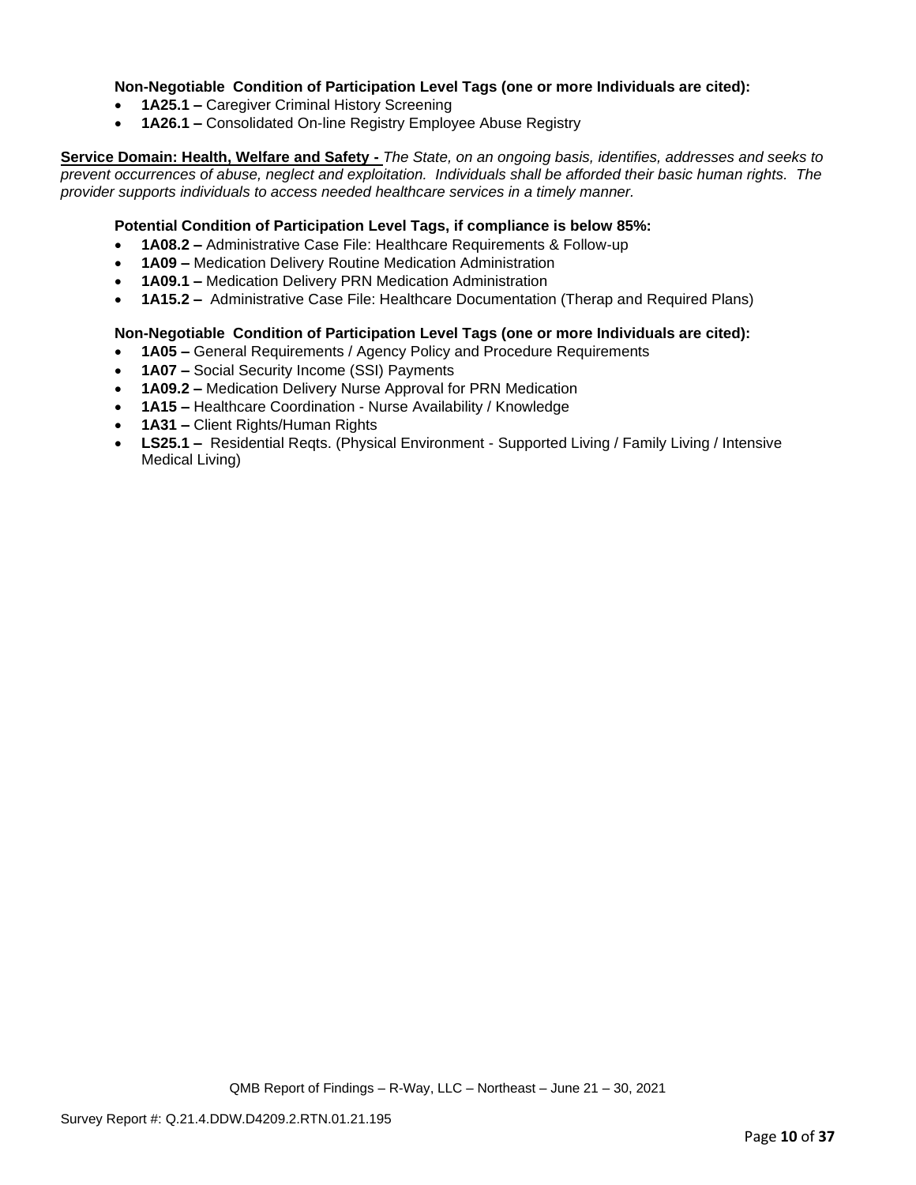**Non-Negotiable Condition of Participation Level Tags (one or more Individuals are cited):**

- **1A25.1 –** Caregiver Criminal History Screening
- **1A26.1 –** Consolidated On-line Registry Employee Abuse Registry

**Service Domain: Health, Welfare and Safety -** *The State, on an ongoing basis, identifies, addresses and seeks to prevent occurrences of abuse, neglect and exploitation. Individuals shall be afforded their basic human rights. The provider supports individuals to access needed healthcare services in a timely manner.*

**Potential Condition of Participation Level Tags, if compliance is below 85%:**

- **1A08.2 –** Administrative Case File: Healthcare Requirements & Follow-up
- **1A09 –** Medication Delivery Routine Medication Administration
- **1A09.1 –** Medication Delivery PRN Medication Administration
- **1A15.2 –** Administrative Case File: Healthcare Documentation (Therap and Required Plans)

**Non-Negotiable Condition of Participation Level Tags (one or more Individuals are cited):**

- **1A05 –** General Requirements / Agency Policy and Procedure Requirements
- **1A07 –** Social Security Income (SSI) Payments
- **1A09.2 –** Medication Delivery Nurse Approval for PRN Medication
- **1A15 –** Healthcare Coordination - Nurse Availability / Knowledge
- **1A31 –** Client Rights/Human Rights
- **LS25.1 –** Residential Reqts. (Physical Environment - Supported Living / Family Living / Intensive Medical Living)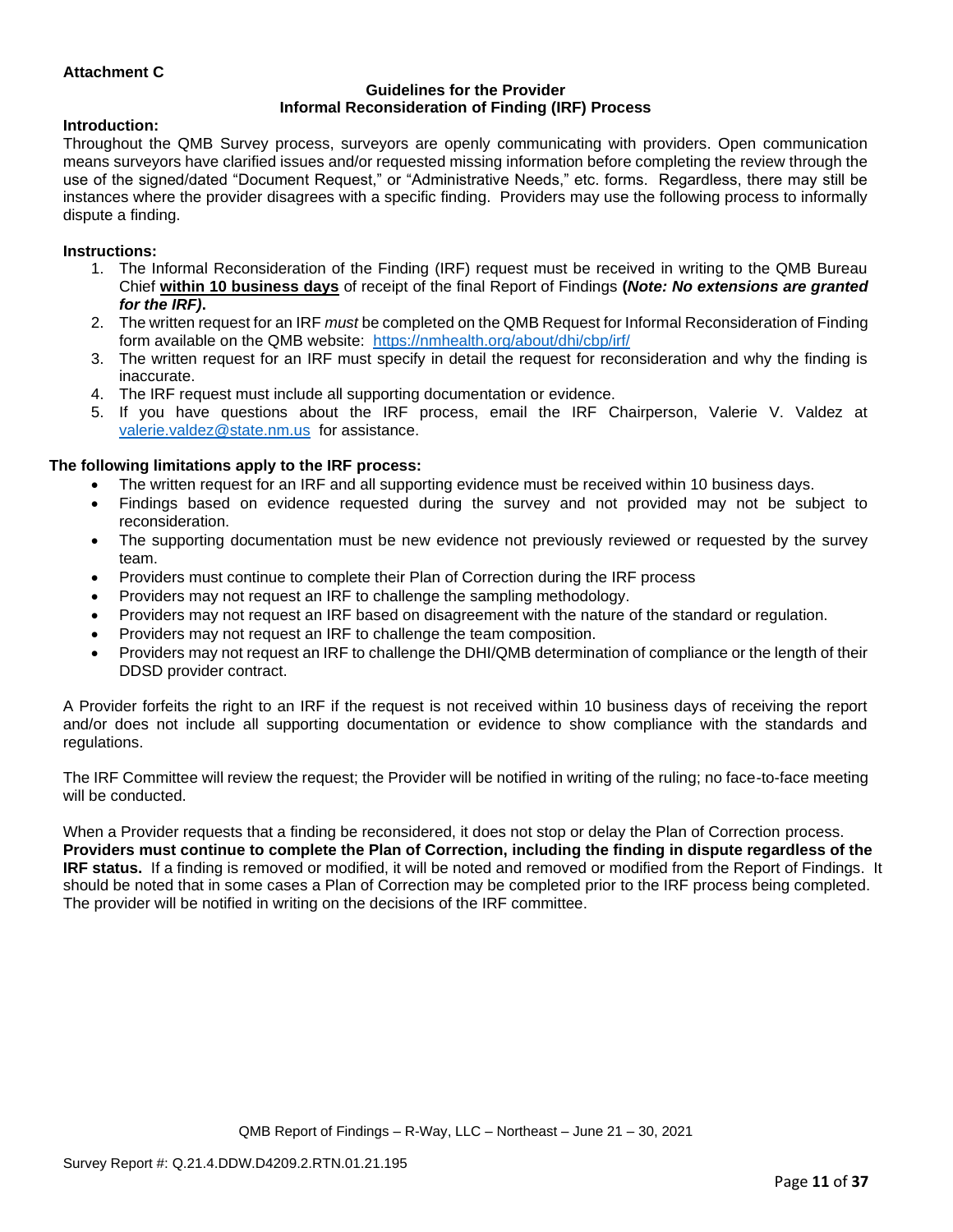**Attachment C**

**Guidelines for the Provider**
**Informal Reconsideration of Finding (IRF) Process**

**Introduction:**

Throughout the QMB Survey process, surveyors are openly communicating with providers. Open communication means surveyors have clarified issues and/or requested missing information before completing the review through the use of the signed/dated "Document Request," or "Administrative Needs," etc. forms. Regardless, there may still be instances where the provider disagrees with a specific finding. Providers may use the following process to informally dispute a finding.

**Instructions:**

1. The Informal Reconsideration of the Finding (IRF) request must be received in writing to the QMB Bureau Chief **within 10 business days** of receipt of the final Report of Findings **(*Note: No extensions are granted for the IRF)*.**
2. The written request for an IRF *must* be completed on the QMB Request for Informal Reconsideration of Finding form available on the QMB website: https://nmhealth.org/about/dhi/cbp/irf/
3. The written request for an IRF must specify in detail the request for reconsideration and why the finding is inaccurate.
4. The IRF request must include all supporting documentation or evidence.
5. If you have questions about the IRF process, email the IRF Chairperson, Valerie V. Valdez at valerie.valdez@state.nm.us for assistance.

**The following limitations apply to the IRF process:**

- The written request for an IRF and all supporting evidence must be received within 10 business days.
- Findings based on evidence requested during the survey and not provided may not be subject to reconsideration.
- The supporting documentation must be new evidence not previously reviewed or requested by the survey team.
- Providers must continue to complete their Plan of Correction during the IRF process
- Providers may not request an IRF to challenge the sampling methodology.
- Providers may not request an IRF based on disagreement with the nature of the standard or regulation.
- Providers may not request an IRF to challenge the team composition.
- Providers may not request an IRF to challenge the DHI/QMB determination of compliance or the length of their DDSD provider contract.

A Provider forfeits the right to an IRF if the request is not received within 10 business days of receiving the report and/or does not include all supporting documentation or evidence to show compliance with the standards and regulations.

The IRF Committee will review the request; the Provider will be notified in writing of the ruling; no face-to-face meeting will be conducted.

When a Provider requests that a finding be reconsidered, it does not stop or delay the Plan of Correction process. **Providers must continue to complete the Plan of Correction, including the finding in dispute regardless of the IRF status.** If a finding is removed or modified, it will be noted and removed or modified from the Report of Findings. It should be noted that in some cases a Plan of Correction may be completed prior to the IRF process being completed. The provider will be notified in writing on the decisions of the IRF committee.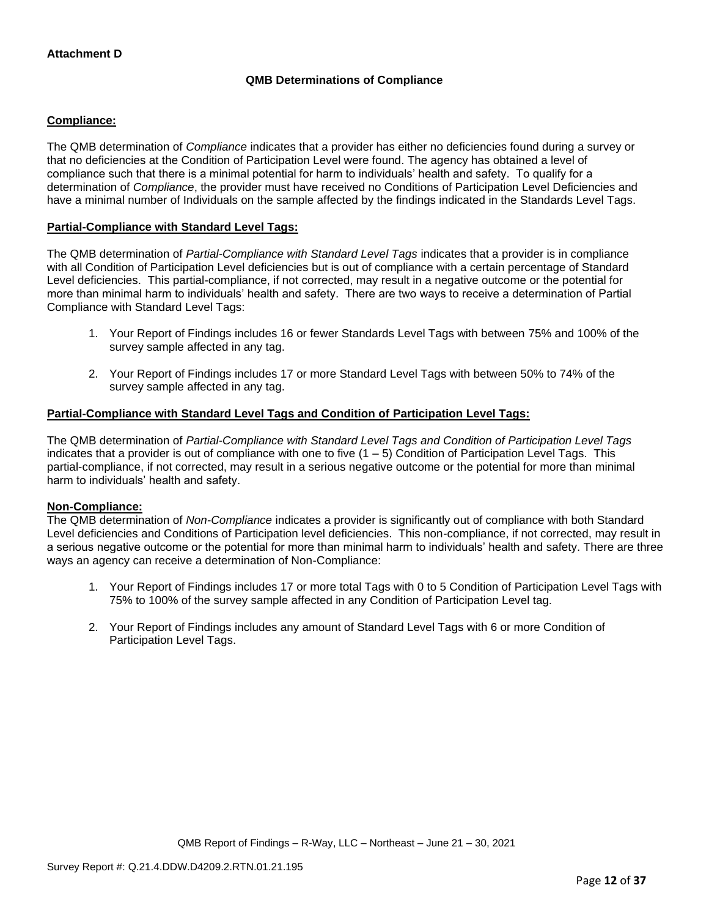**Attachment D**

**QMB Determinations of Compliance**

**Compliance:**

The QMB determination of *Compliance* indicates that a provider has either no deficiencies found during a survey or that no deficiencies at the Condition of Participation Level were found. The agency has obtained a level of compliance such that there is a minimal potential for harm to individuals' health and safety. To qualify for a determination of *Compliance*, the provider must have received no Conditions of Participation Level Deficiencies and have a minimal number of Individuals on the sample affected by the findings indicated in the Standards Level Tags.

**Partial-Compliance with Standard Level Tags:**

The QMB determination of *Partial-Compliance with Standard Level Tags* indicates that a provider is in compliance with all Condition of Participation Level deficiencies but is out of compliance with a certain percentage of Standard Level deficiencies. This partial-compliance, if not corrected, may result in a negative outcome or the potential for more than minimal harm to individuals' health and safety. There are two ways to receive a determination of Partial Compliance with Standard Level Tags:

1. Your Report of Findings includes 16 or fewer Standards Level Tags with between 75% and 100% of the survey sample affected in any tag.

2. Your Report of Findings includes 17 or more Standard Level Tags with between 50% to 74% of the survey sample affected in any tag.

**Partial-Compliance with Standard Level Tags and Condition of Participation Level Tags:**

The QMB determination of *Partial-Compliance with Standard Level Tags and Condition of Participation Level Tags* indicates that a provider is out of compliance with one to five (1 – 5) Condition of Participation Level Tags. This partial-compliance, if not corrected, may result in a serious negative outcome or the potential for more than minimal harm to individuals' health and safety.

**Non-Compliance:**

The QMB determination of *Non-Compliance* indicates a provider is significantly out of compliance with both Standard Level deficiencies and Conditions of Participation level deficiencies. This non-compliance, if not corrected, may result in a serious negative outcome or the potential for more than minimal harm to individuals' health and safety. There are three ways an agency can receive a determination of Non-Compliance:

1. Your Report of Findings includes 17 or more total Tags with 0 to 5 Condition of Participation Level Tags with 75% to 100% of the survey sample affected in any Condition of Participation Level tag.

2. Your Report of Findings includes any amount of Standard Level Tags with 6 or more Condition of Participation Level Tags.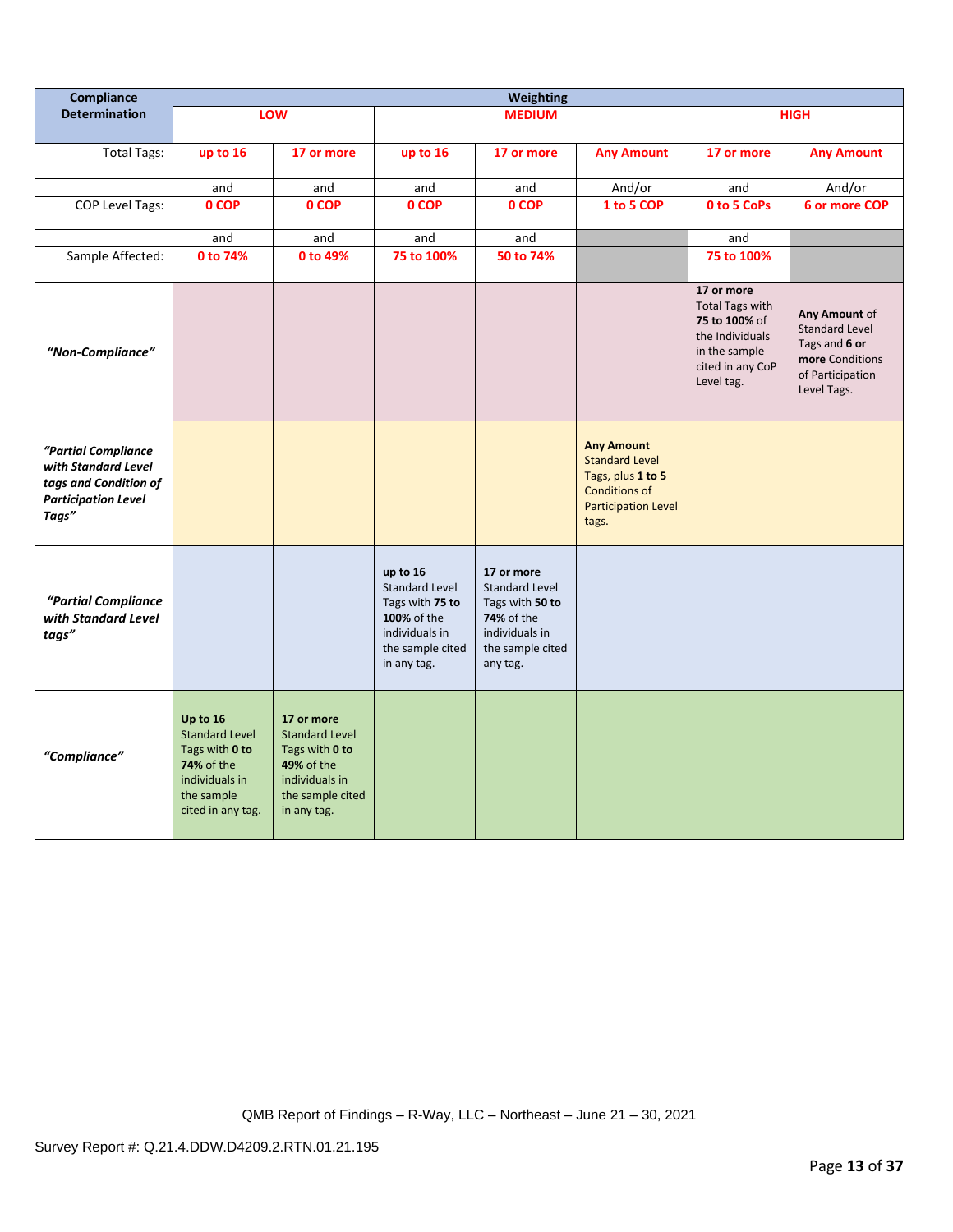| Compliance Determination | Weighting | | | | | | |
|---|---|---|---|---|---|---|---|
| | LOW | | MEDIUM | | | HIGH | |
| Total Tags: | up to 16 | 17 or more | up to 16 | 17 or more | Any Amount | 17 or more | Any Amount |
| | and | and | and | and | And/or | and | And/or |
| COP Level Tags: | 0 COP | 0 COP | 0 COP | 0 COP | 1 to 5 COP | 0 to 5 CoPs | 6 or more COP |
| | and | and | and | and | | and | |
| Sample Affected: | 0 to 74% | 0 to 49% | 75 to 100% | 50 to 74% | | 75 to 100% | |
| *"Non-Compliance"* | | | | | | **17 or more** Total Tags with **75 to 100%** of the Individuals in the sample cited in any CoP Level tag. | **Any Amount** of Standard Level Tags and **6 or more** Conditions of Participation Level Tags. |
| ***"Partial Compliance with Standard Level tags and Condition of Participation Level Tags"*** | | | | | **Any Amount** Standard Level Tags, plus **1 to 5** Conditions of Participation Level tags. | | |
| ***"Partial Compliance with Standard Level tags"*** | | | **up to 16** Standard Level Tags with **75 to 100%** of the individuals in the sample cited in any tag. | **17 or more** Standard Level Tags with **50 to 74%** of the individuals in the sample cited any tag. | | | |
| ***"Compliance"*** | **Up to 16** Standard Level Tags with **0 to 74%** of the individuals in the sample cited in any tag. | **17 or more** Standard Level Tags with **0 to 49%** of the individuals in the sample cited in any tag. | | | | | |

QMB Report of Findings – R-Way, LLC – Northeast – June 21 – 30, 2021

Survey Report #: Q.21.4.DDW.D4209.2.RTN.01.21.195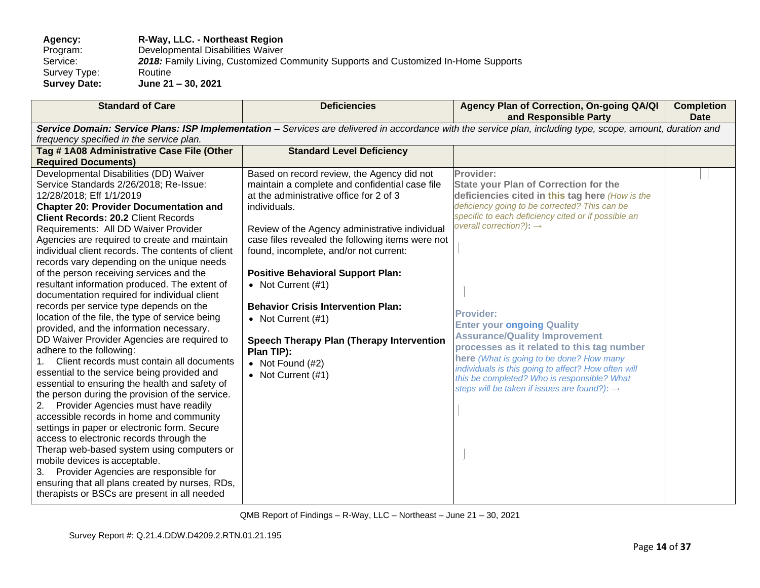**Agency:** **R-Way, LLC. - Northeast Region**
Program: Developmental Disabilities Waiver
Service: ***2018:*** Family Living, Customized Community Supports and Customized In-Home Supports
Survey Type: Routine
**Survey Date:** **June 21 – 30, 2021**

| Standard of Care | Deficiencies | Agency Plan of Correction, On-going QA/QI and Responsible Party | Completion Date |
|---|---|---|---|
| ***Service Domain: Service Plans: ISP Implementation –*** *Services are delivered in accordance with the service plan, including type, scope, amount, duration and frequency specified in the service plan.* | | | |
| **Tag # 1A08 Administrative Case File (Other Required Documents)** | **Standard Level Deficiency** | | |
| Developmental Disabilities (DD) Waiver Service Standards 2/26/2018; Re-Issue: 12/28/2018; Eff 1/1/2019<br>**Chapter 20: Provider Documentation and Client Records: 20.2** Client Records Requirements: All DD Waiver Provider Agencies are required to create and maintain individual client records. The contents of client records vary depending on the unique needs of the person receiving services and the resultant information produced. The extent of documentation required for individual client records per service type depends on the location of the file, the type of service being provided, and the information necessary.<br>DD Waiver Provider Agencies are required to adhere to the following:<br>1. Client records must contain all documents essential to the service being provided and essential to ensuring the health and safety of the person during the provision of the service.<br>2. Provider Agencies must have readily accessible records in home and community settings in paper or electronic form. Secure access to electronic records through the Therap web-based system using computers or mobile devices is acceptable.<br>3. Provider Agencies are responsible for ensuring that all plans created by nurses, RDs, therapists or BSCs are present in all needed | Based on record review, the Agency did not maintain a complete and confidential case file at the administrative office for 2 of 3 individuals.<br><br>Review of the Agency administrative individual case files revealed the following items were not found, incomplete, and/or not current:<br><br>**Positive Behavioral Support Plan:**<br>• Not Current (#1)<br><br>**Behavior Crisis Intervention Plan:**<br>• Not Current (#1)<br><br>**Speech Therapy Plan (Therapy Intervention Plan TIP):**<br>• Not Found (#2)<br>• Not Current (#1) | **Provider:**<br>**State your Plan of Correction for the deficiencies cited in this tag here** *(How is the deficiency going to be corrected? This can be specific to each deficiency cited or if possible an overall correction?)*: →<br><br>**Provider:**<br>**Enter your ongoing Quality Assurance/Quality Improvement processes as it related to this tag number here** *(What is going to be done? How many individuals is this going to affect? How often will this be completed? Who is responsible? What steps will be taken if issues are found?)*: → | |

QMB Report of Findings – R-Way, LLC – Northeast – June 21 – 30, 2021

Survey Report #: Q.21.4.DDW.D4209.2.RTN.01.21.195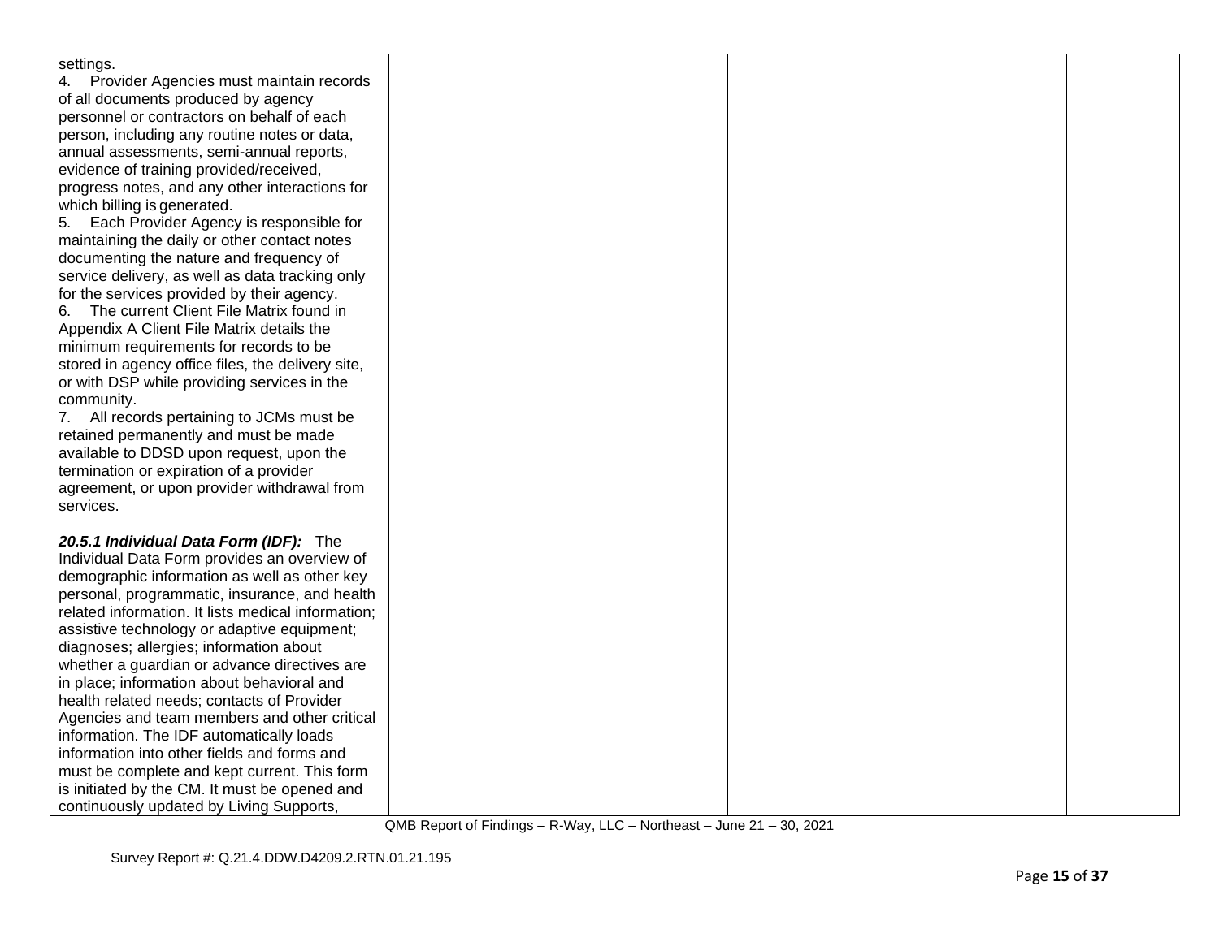| | | | |
|---|---|---|---|
| settings.<br>4. Provider Agencies must maintain records of all documents produced by agency personnel or contractors on behalf of each person, including any routine notes or data, annual assessments, semi-annual reports, evidence of training provided/received, progress notes, and any other interactions for which billing is generated.<br>5. Each Provider Agency is responsible for maintaining the daily or other contact notes documenting the nature and frequency of service delivery, as well as data tracking only for the services provided by their agency.<br>6. The current Client File Matrix found in Appendix A Client File Matrix details the minimum requirements for records to be stored in agency office files, the delivery site, or with DSP while providing services in the community.<br>7. All records pertaining to JCMs must be retained permanently and must be made available to DDSD upon request, upon the termination or expiration of a provider agreement, or upon provider withdrawal from services.<br><br>***20.5.1 Individual Data Form (IDF):*** The Individual Data Form provides an overview of demographic information as well as other key personal, programmatic, insurance, and health related information. It lists medical information; assistive technology or adaptive equipment; diagnoses; allergies; information about whether a guardian or advance directives are in place; information about behavioral and health related needs; contacts of Provider Agencies and team members and other critical information. The IDF automatically loads information into other fields and forms and must be complete and kept current. This form is initiated by the CM. It must be opened and continuously updated by Living Supports, | | | |

QMB Report of Findings – R-Way, LLC – Northeast – June 21 – 30, 2021

Survey Report #: Q.21.4.DDW.D4209.2.RTN.01.21.195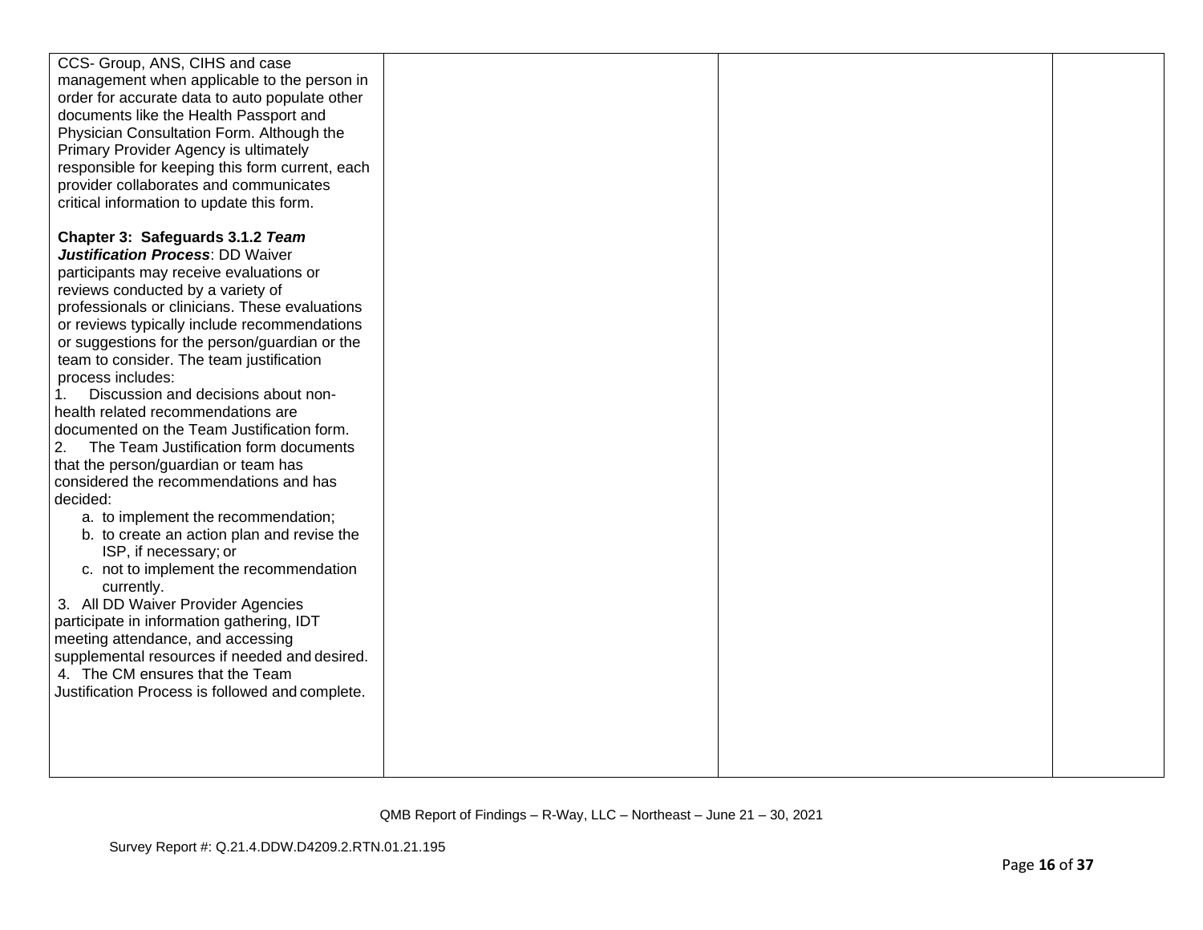| | | | |
|---|---|---|---|
| CCS- Group, ANS, CIHS and case management when applicable to the person in order for accurate data to auto populate other documents like the Health Passport and Physician Consultation Form. Although the Primary Provider Agency is ultimately responsible for keeping this form current, each provider collaborates and communicates critical information to update this form.<br><br>**Chapter 3: Safeguards 3.1.2 *Team Justification Process***: DD Waiver participants may receive evaluations or reviews conducted by a variety of professionals or clinicians. These evaluations or reviews typically include recommendations or suggestions for the person/guardian or the team to consider. The team justification process includes:<br>1. Discussion and decisions about non-health related recommendations are documented on the Team Justification form.<br>2. The Team Justification form documents that the person/guardian or team has considered the recommendations and has decided:<br>a. to implement the recommendation;<br>b. to create an action plan and revise the ISP, if necessary; or<br>c. not to implement the recommendation currently.<br>3. All DD Waiver Provider Agencies participate in information gathering, IDT meeting attendance, and accessing supplemental resources if needed and desired.<br>4. The CM ensures that the Team Justification Process is followed and complete. | | | |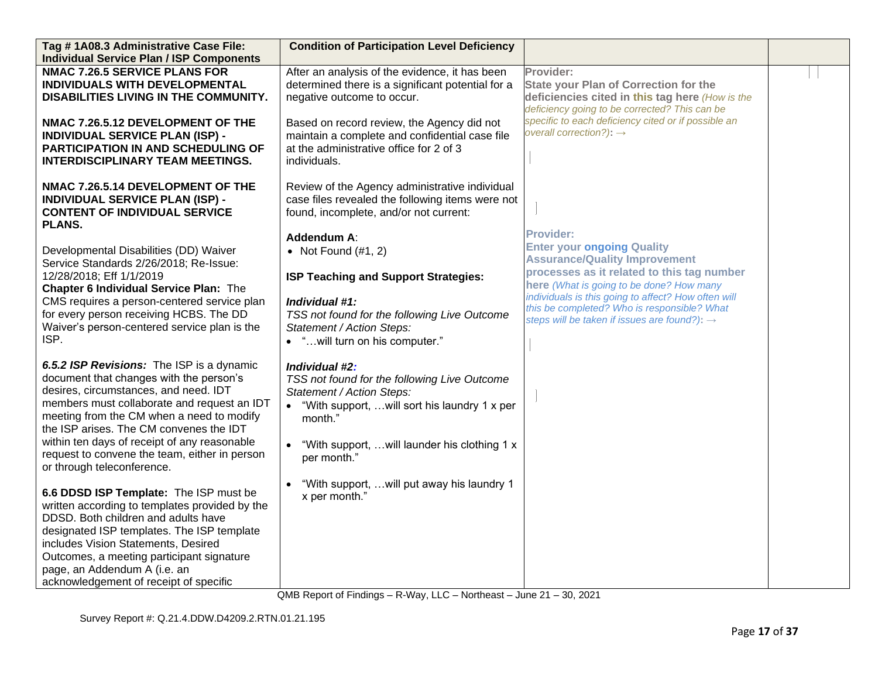| Tag # 1A08.3 Administrative Case File: Individual Service Plan / ISP Components | Condition of Participation Level Deficiency | | |
|---|---|---|---|
| **NMAC 7.26.5 SERVICE PLANS FOR INDIVIDUALS WITH DEVELOPMENTAL DISABILITIES LIVING IN THE COMMUNITY.**<br><br>**NMAC 7.26.5.12 DEVELOPMENT OF THE INDIVIDUAL SERVICE PLAN (ISP) - PARTICIPATION IN AND SCHEDULING OF INTERDISCIPLINARY TEAM MEETINGS.**<br><br>**NMAC 7.26.5.14 DEVELOPMENT OF THE INDIVIDUAL SERVICE PLAN (ISP) - CONTENT OF INDIVIDUAL SERVICE PLANS.**<br><br>Developmental Disabilities (DD) Waiver Service Standards 2/26/2018; Re-Issue: 12/28/2018; Eff 1/1/2019<br>**Chapter 6 Individual Service Plan:** The CMS requires a person-centered service plan for every person receiving HCBS. The DD Waiver's person-centered service plan is the ISP.<br><br>***6.5.2 ISP Revisions:*** The ISP is a dynamic document that changes with the person's desires, circumstances, and need. IDT members must collaborate and request an IDT meeting from the CM when a need to modify the ISP arises. The CM convenes the IDT within ten days of receipt of any reasonable request to convene the team, either in person or through teleconference.<br><br>**6.6 DDSD ISP Template:** The ISP must be written according to templates provided by the DDSD. Both children and adults have designated ISP templates. The ISP template includes Vision Statements, Desired Outcomes, a meeting participant signature page, an Addendum A (i.e. an acknowledgement of receipt of specific | After an analysis of the evidence, it has been determined there is a significant potential for a negative outcome to occur.<br><br>Based on record review, the Agency did not maintain a complete and confidential case file at the administrative office for 2 of 3 individuals.<br><br>Review of the Agency administrative individual case files revealed the following items were not found, incomplete, and/or not current:<br><br>**Addendum A**:<br>• Not Found (#1, 2)<br><br>**ISP Teaching and Support Strategies:**<br><br>***Individual #1:***<br>*TSS not found for the following Live Outcome Statement / Action Steps:*<br>• "…will turn on his computer."<br><br>***Individual #2:***<br>*TSS not found for the following Live Outcome Statement / Action Steps:*<br>• "With support, …will sort his laundry 1 x per month."<br>• "With support, …will launder his clothing 1 x per month."<br>• "With support, …will put away his laundry 1 x per month." | **Provider:**<br>**State your Plan of Correction for the deficiencies cited in this tag here** *(How is the deficiency going to be corrected? This can be specific to each deficiency cited or if possible an overall correction?)*: →<br><br>**Provider:**<br>**Enter your ongoing Quality Assurance/Quality Improvement processes as it related to this tag number here** *(What is going to be done? How many individuals is this going to affect? How often will this be completed? Who is responsible? What steps will be taken if issues are found?)*: → | |

QMB Report of Findings – R-Way, LLC – Northeast – June 21 – 30, 2021

Survey Report #: Q.21.4.DDW.D4209.2.RTN.01.21.195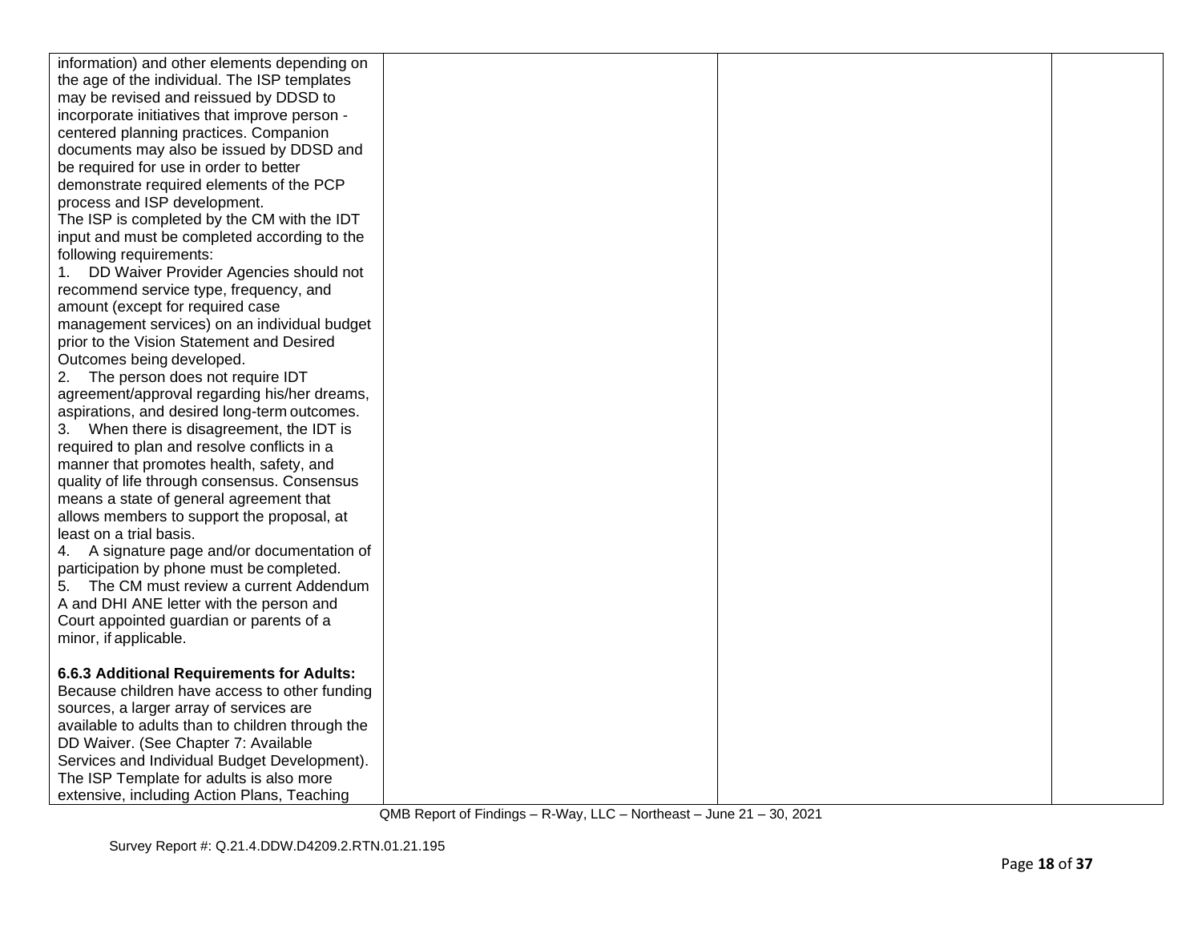| | | | |
|---|---|---|---|
| information) and other elements depending on the age of the individual. The ISP templates may be revised and reissued by DDSD to incorporate initiatives that improve person - centered planning practices. Companion documents may also be issued by DDSD and be required for use in order to better demonstrate required elements of the PCP process and ISP development.<br>The ISP is completed by the CM with the IDT input and must be completed according to the following requirements:<br>1. DD Waiver Provider Agencies should not recommend service type, frequency, and amount (except for required case management services) on an individual budget prior to the Vision Statement and Desired Outcomes being developed.<br>2. The person does not require IDT agreement/approval regarding his/her dreams, aspirations, and desired long-term outcomes.<br>3. When there is disagreement, the IDT is required to plan and resolve conflicts in a manner that promotes health, safety, and quality of life through consensus. Consensus means a state of general agreement that allows members to support the proposal, at least on a trial basis.<br>4. A signature page and/or documentation of participation by phone must be completed.<br>5. The CM must review a current Addendum A and DHI ANE letter with the person and Court appointed guardian or parents of a minor, if applicable.<br><br>**6.6.3 Additional Requirements for Adults:** Because children have access to other funding sources, a larger array of services are available to adults than to children through the DD Waiver. (See Chapter 7: Available Services and Individual Budget Development). The ISP Template for adults is also more extensive, including Action Plans, Teaching | | | |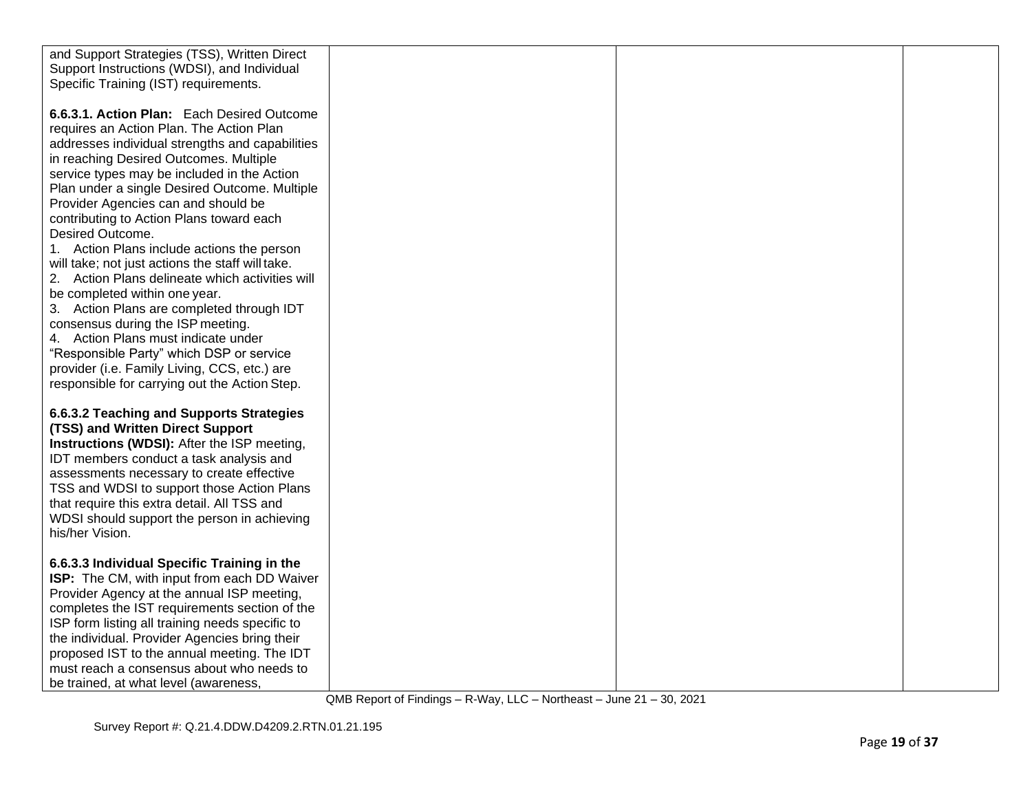| | | | |
|---|---|---|---|
| and Support Strategies (TSS), Written Direct Support Instructions (WDSI), and Individual Specific Training (IST) requirements.<br><br>**6.6.3.1. Action Plan:** Each Desired Outcome requires an Action Plan. The Action Plan addresses individual strengths and capabilities in reaching Desired Outcomes. Multiple service types may be included in the Action Plan under a single Desired Outcome. Multiple Provider Agencies can and should be contributing to Action Plans toward each Desired Outcome.<br>1. Action Plans include actions the person will take; not just actions the staff will take.<br>2. Action Plans delineate which activities will be completed within one year.<br>3. Action Plans are completed through IDT consensus during the ISP meeting.<br>4. Action Plans must indicate under "Responsible Party" which DSP or service provider (i.e. Family Living, CCS, etc.) are responsible for carrying out the Action Step.<br><br>**6.6.3.2 Teaching and Supports Strategies (TSS) and Written Direct Support Instructions (WDSI):** After the ISP meeting, IDT members conduct a task analysis and assessments necessary to create effective TSS and WDSI to support those Action Plans that require this extra detail. All TSS and WDSI should support the person in achieving his/her Vision.<br><br>**6.6.3.3 Individual Specific Training in the ISP:** The CM, with input from each DD Waiver Provider Agency at the annual ISP meeting, completes the IST requirements section of the ISP form listing all training needs specific to the individual. Provider Agencies bring their proposed IST to the annual meeting. The IDT must reach a consensus about who needs to be trained, at what level (awareness, | | | |

QMB Report of Findings – R-Way, LLC – Northeast – June 21 – 30, 2021

Survey Report #: Q.21.4.DDW.D4209.2.RTN.01.21.195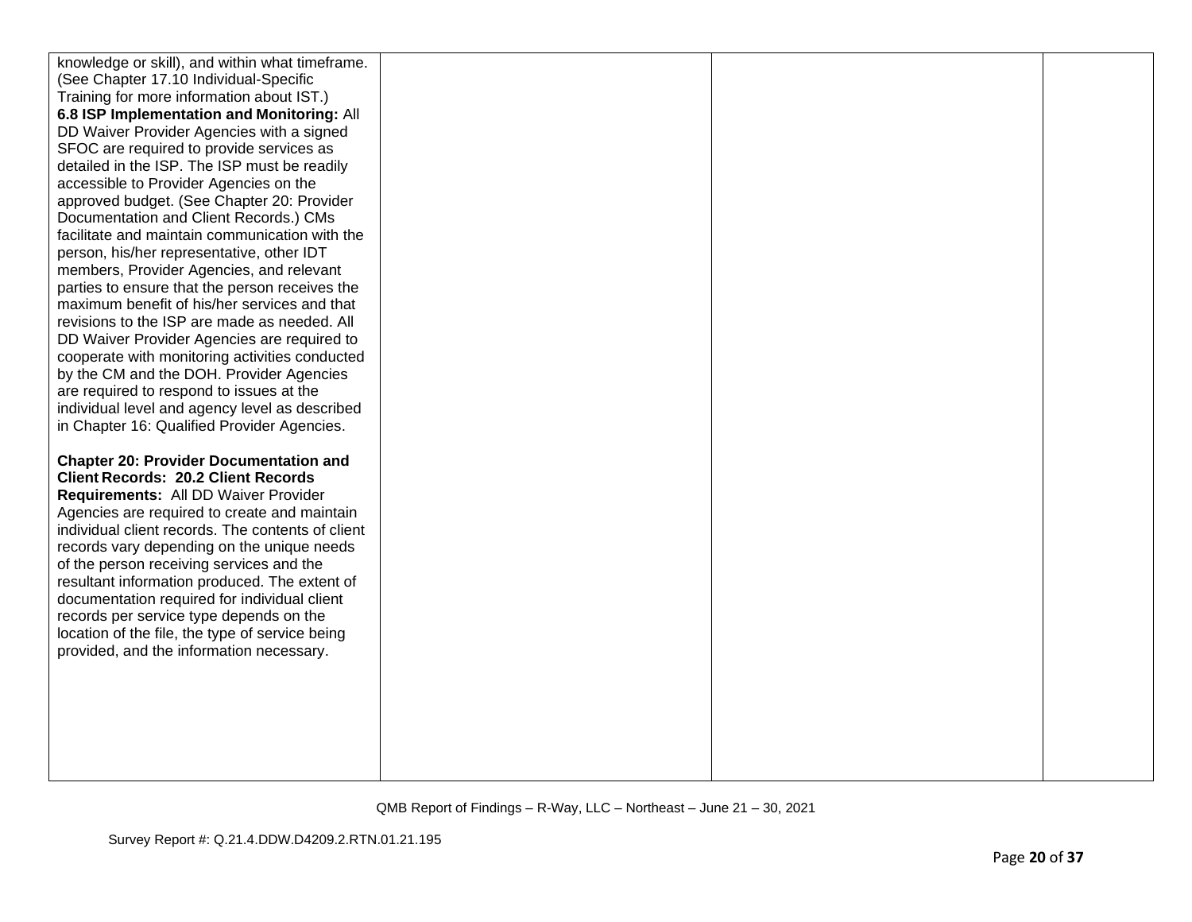| | | | |
|---|---|---|---|
| knowledge or skill), and within what timeframe. (See Chapter 17.10 Individual-Specific Training for more information about IST.)<br>**6.8 ISP Implementation and Monitoring:** All DD Waiver Provider Agencies with a signed SFOC are required to provide services as detailed in the ISP. The ISP must be readily accessible to Provider Agencies on the approved budget. (See Chapter 20: Provider Documentation and Client Records.) CMs facilitate and maintain communication with the person, his/her representative, other IDT members, Provider Agencies, and relevant parties to ensure that the person receives the maximum benefit of his/her services and that revisions to the ISP are made as needed. All DD Waiver Provider Agencies are required to cooperate with monitoring activities conducted by the CM and the DOH. Provider Agencies are required to respond to issues at the individual level and agency level as described in Chapter 16: Qualified Provider Agencies.<br><br>**Chapter 20: Provider Documentation and Client Records: 20.2 Client Records Requirements:** All DD Waiver Provider Agencies are required to create and maintain individual client records. The contents of client records vary depending on the unique needs of the person receiving services and the resultant information produced. The extent of documentation required for individual client records per service type depends on the location of the file, the type of service being provided, and the information necessary. | | | |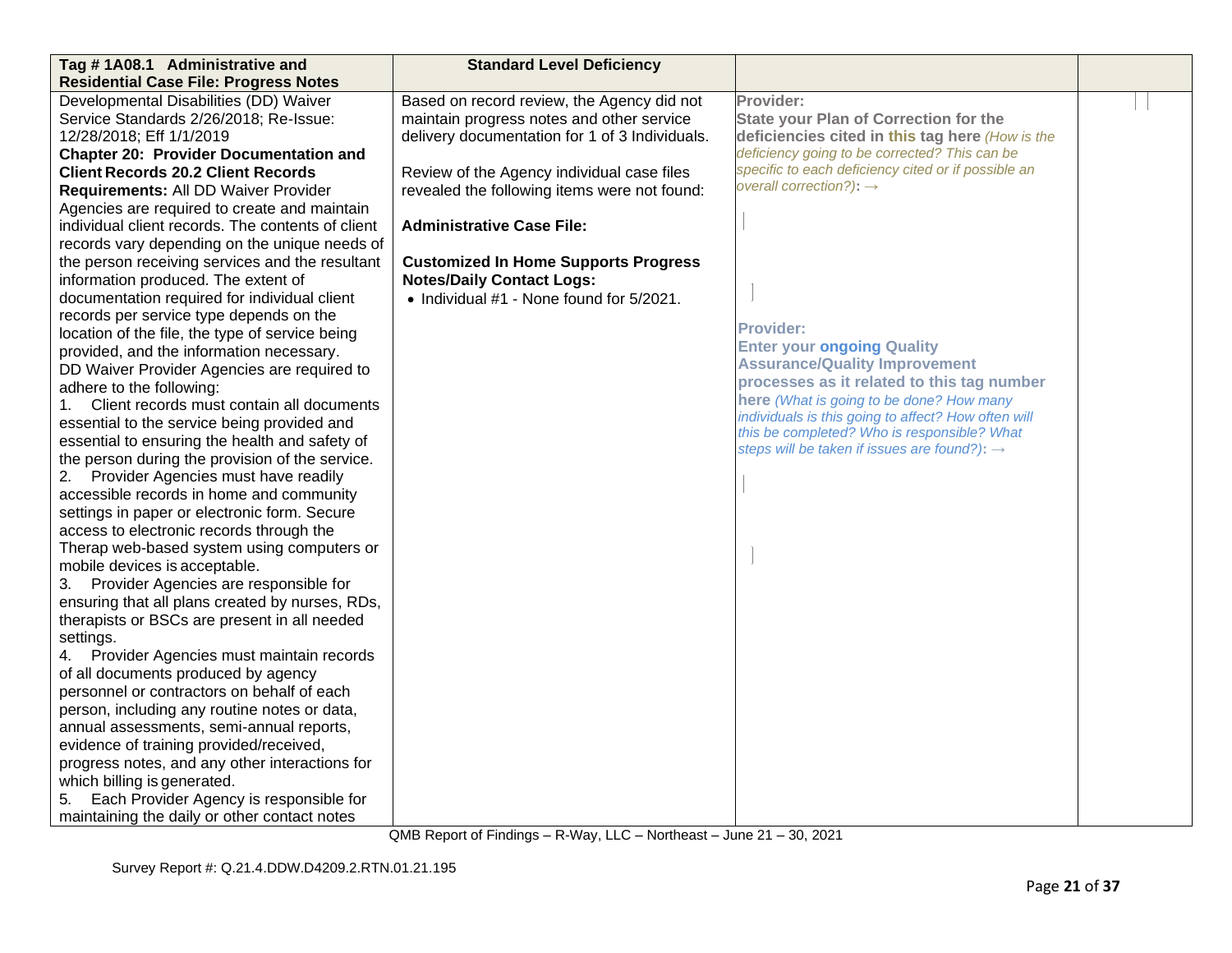| Tag # 1A08.1 Administrative and Residential Case File: Progress Notes | Standard Level Deficiency | | |
|---|---|---|---|
| Developmental Disabilities (DD) Waiver Service Standards 2/26/2018; Re-Issue: 12/28/2018; Eff 1/1/2019<br>**Chapter 20: Provider Documentation and Client Records 20.2 Client Records Requirements:** All DD Waiver Provider Agencies are required to create and maintain individual client records. The contents of client records vary depending on the unique needs of the person receiving services and the resultant information produced. The extent of documentation required for individual client records per service type depends on the location of the file, the type of service being provided, and the information necessary.<br>DD Waiver Provider Agencies are required to adhere to the following:<br>1. Client records must contain all documents essential to the service being provided and essential to ensuring the health and safety of the person during the provision of the service.<br>2. Provider Agencies must have readily accessible records in home and community settings in paper or electronic form. Secure access to electronic records through the Therap web-based system using computers or mobile devices is acceptable.<br>3. Provider Agencies are responsible for ensuring that all plans created by nurses, RDs, therapists or BSCs are present in all needed settings.<br>4. Provider Agencies must maintain records of all documents produced by agency personnel or contractors on behalf of each person, including any routine notes or data, annual assessments, semi-annual reports, evidence of training provided/received, progress notes, and any other interactions for which billing is generated.<br>5. Each Provider Agency is responsible for maintaining the daily or other contact notes | Based on record review, the Agency did not maintain progress notes and other service delivery documentation for 1 of 3 Individuals.<br><br>Review of the Agency individual case files revealed the following items were not found:<br><br>**Administrative Case File:**<br><br>**Customized In Home Supports Progress Notes/Daily Contact Logs:**<br>• Individual #1 - None found for 5/2021. | **Provider:**<br>**State your Plan of Correction for the deficiencies cited in this tag here** *(How is the deficiency going to be corrected? This can be specific to each deficiency cited or if possible an overall correction?)*: →<br><br><br>**Provider:**<br>**Enter your ongoing Quality Assurance/Quality Improvement processes as it related to this tag number here** *(What is going to be done? How many individuals is this going to affect? How often will this be completed? Who is responsible? What steps will be taken if issues are found?)*: → | |

QMB Report of Findings – R-Way, LLC – Northeast – June 21 – 30, 2021

Survey Report #: Q.21.4.DDW.D4209.2.RTN.01.21.195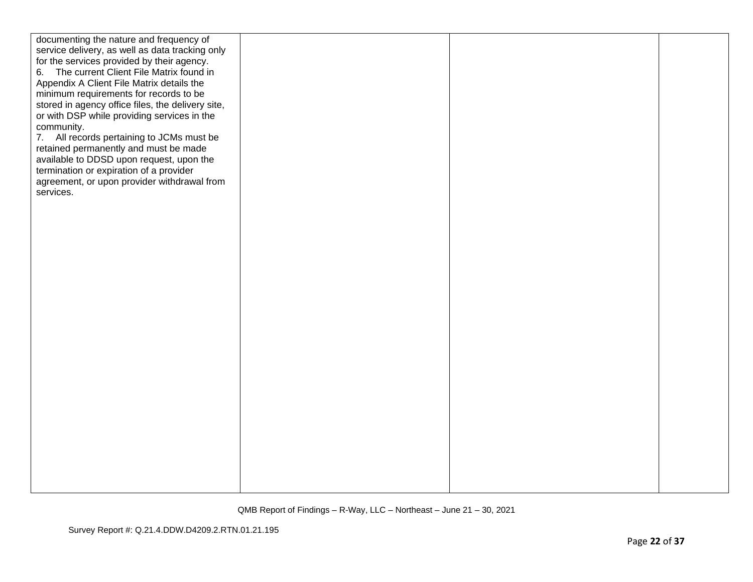| | | | |
|---|---|---|---|
| documenting the nature and frequency of service delivery, as well as data tracking only for the services provided by their agency.<br>6. The current Client File Matrix found in Appendix A Client File Matrix details the minimum requirements for records to be stored in agency office files, the delivery site, or with DSP while providing services in the community.<br>7. All records pertaining to JCMs must be retained permanently and must be made available to DDSD upon request, upon the termination or expiration of a provider agreement, or upon provider withdrawal from services. | | | |

QMB Report of Findings – R-Way, LLC – Northeast – June 21 – 30, 2021

Survey Report #: Q.21.4.DDW.D4209.2.RTN.01.21.195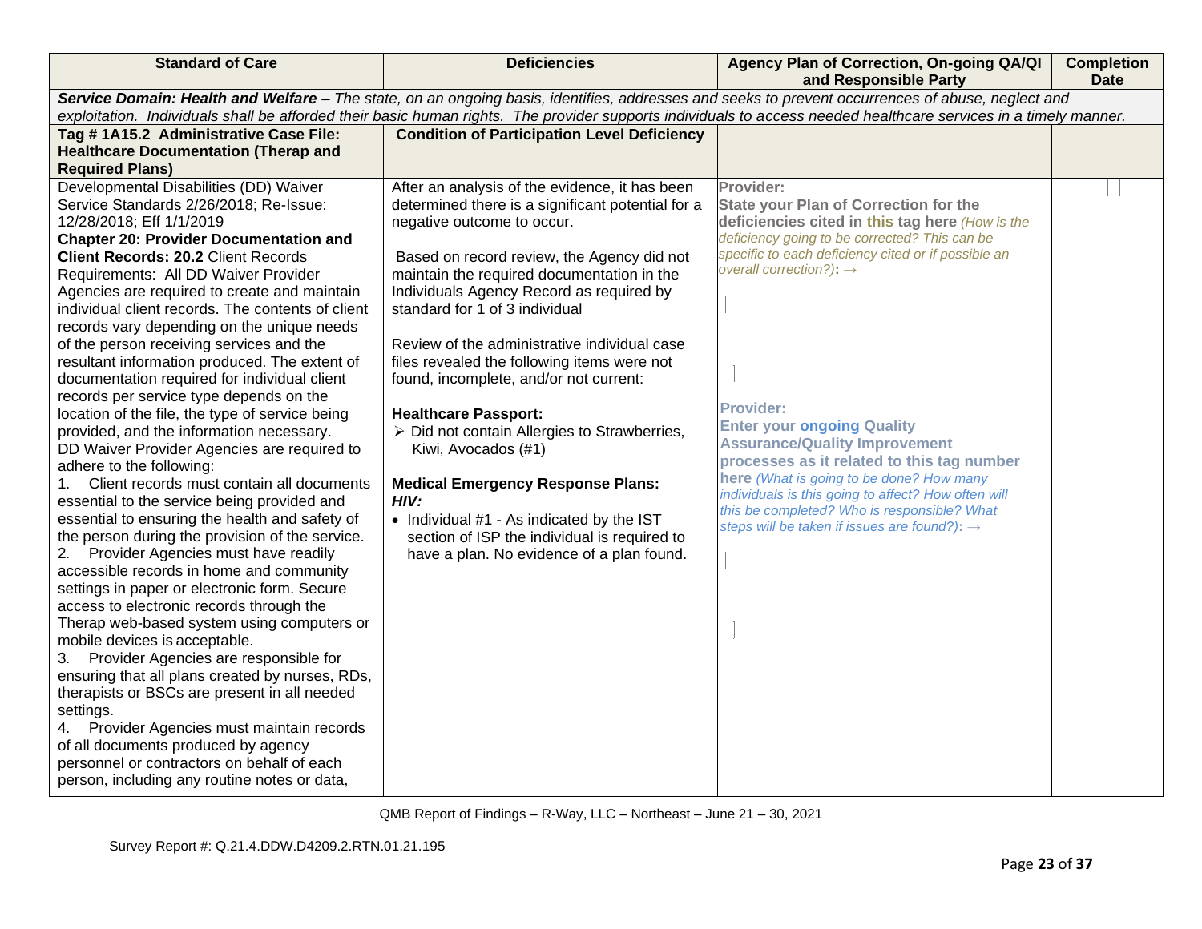| Standard of Care | Deficiencies | Agency Plan of Correction, On-going QA/QI and Responsible Party | Completion Date |
|---|---|---|---|
| ***Service Domain: Health and Welfare –*** *The state, on an ongoing basis, identifies, addresses and seeks to prevent occurrences of abuse, neglect and exploitation. Individuals shall be afforded their basic human rights. The provider supports individuals to access needed healthcare services in a timely manner.* | | | |
| **Tag # 1A15.2 Administrative Case File: Healthcare Documentation (Therap and Required Plans)** | **Condition of Participation Level Deficiency** | | |
| Developmental Disabilities (DD) Waiver Service Standards 2/26/2018; Re-Issue: 12/28/2018; Eff 1/1/2019<br>**Chapter 20: Provider Documentation and Client Records: 20.2** Client Records Requirements: All DD Waiver Provider Agencies are required to create and maintain individual client records. The contents of client records vary depending on the unique needs of the person receiving services and the resultant information produced. The extent of documentation required for individual client records per service type depends on the location of the file, the type of service being provided, and the information necessary.<br>DD Waiver Provider Agencies are required to adhere to the following:<br>1. Client records must contain all documents essential to the service being provided and essential to ensuring the health and safety of the person during the provision of the service.<br>2. Provider Agencies must have readily accessible records in home and community settings in paper or electronic form. Secure access to electronic records through the Therap web-based system using computers or mobile devices is acceptable.<br>3. Provider Agencies are responsible for ensuring that all plans created by nurses, RDs, therapists or BSCs are present in all needed settings.<br>4. Provider Agencies must maintain records of all documents produced by agency personnel or contractors on behalf of each person, including any routine notes or data, | After an analysis of the evidence, it has been determined there is a significant potential for a negative outcome to occur.<br><br>Based on record review, the Agency did not maintain the required documentation in the Individuals Agency Record as required by standard for 1 of 3 individual<br><br>Review of the administrative individual case files revealed the following items were not found, incomplete, and/or not current:<br><br>**Healthcare Passport:**<br>➢ Did not contain Allergies to Strawberries, Kiwi, Avocados (#1)<br><br>**Medical Emergency Response Plans:**<br>***HIV:***<br>• Individual #1 - As indicated by the IST section of ISP the individual is required to have a plan. No evidence of a plan found. | **Provider:**<br>**State your Plan of Correction for the deficiencies cited in this tag here** *(How is the deficiency going to be corrected? This can be specific to each deficiency cited or if possible an overall correction?)*: →<br><br><br><br>**Provider:**<br>**Enter your ongoing Quality Assurance/Quality Improvement processes as it related to this tag number here** *(What is going to be done? How many individuals is this going to affect? How often will this be completed? Who is responsible? What steps will be taken if issues are found?)*: → | |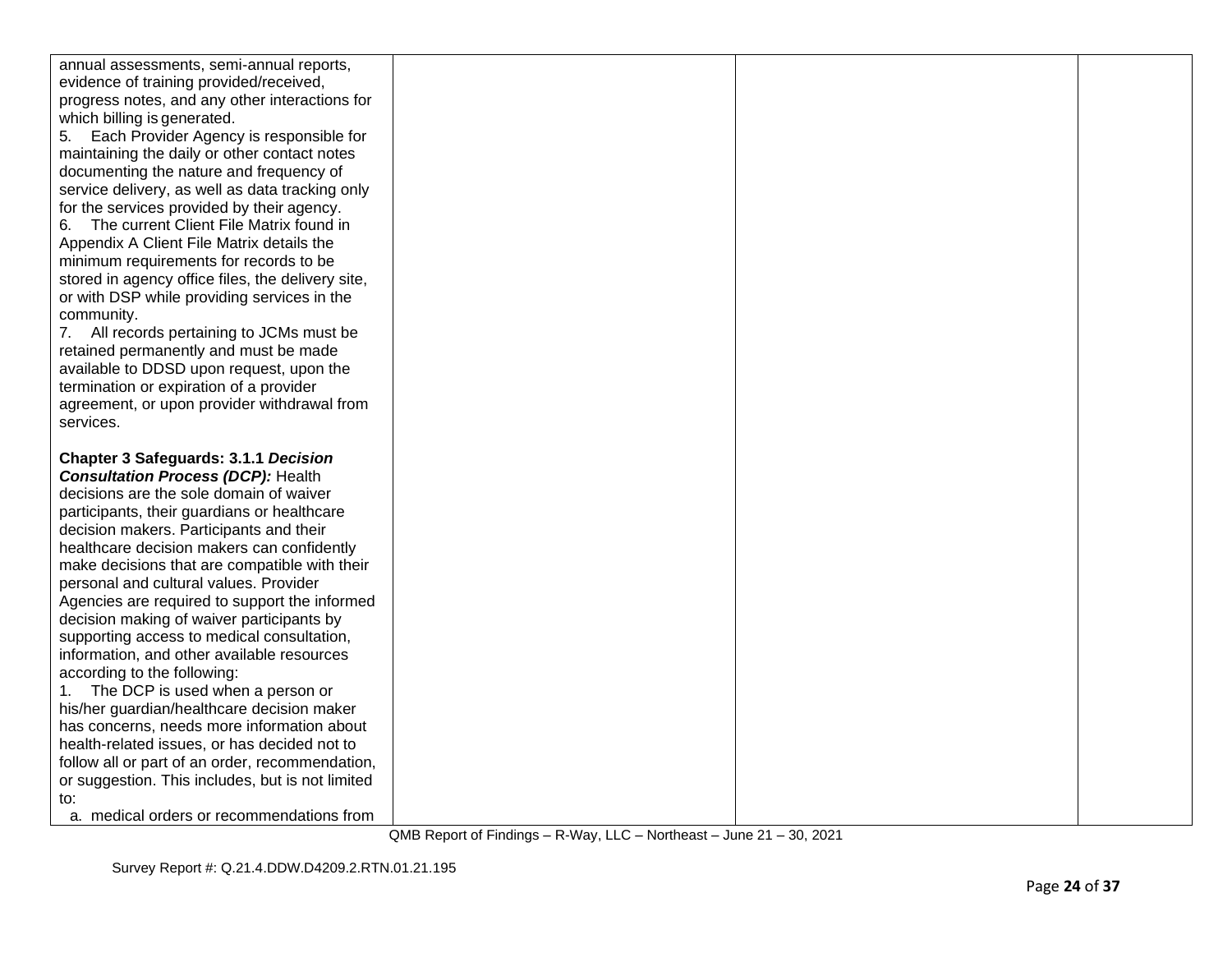| | | | |
|---|---|---|---|
| annual assessments, semi-annual reports, evidence of training provided/received, progress notes, and any other interactions for which billing is generated.<br>5. Each Provider Agency is responsible for maintaining the daily or other contact notes documenting the nature and frequency of service delivery, as well as data tracking only for the services provided by their agency.<br>6. The current Client File Matrix found in Appendix A Client File Matrix details the minimum requirements for records to be stored in agency office files, the delivery site, or with DSP while providing services in the community.<br>7. All records pertaining to JCMs must be retained permanently and must be made available to DDSD upon request, upon the termination or expiration of a provider agreement, or upon provider withdrawal from services.<br><br>**Chapter 3 Safeguards: 3.1.1 *Decision Consultation Process (DCP):*** Health decisions are the sole domain of waiver participants, their guardians or healthcare decision makers. Participants and their healthcare decision makers can confidently make decisions that are compatible with their personal and cultural values. Provider Agencies are required to support the informed decision making of waiver participants by supporting access to medical consultation, information, and other available resources according to the following:<br>1. The DCP is used when a person or his/her guardian/healthcare decision maker has concerns, needs more information about health-related issues, or has decided not to follow all or part of an order, recommendation, or suggestion. This includes, but is not limited to:<br>a. medical orders or recommendations from | | | |

QMB Report of Findings – R-Way, LLC – Northeast – June 21 – 30, 2021

Survey Report #: Q.21.4.DDW.D4209.2.RTN.01.21.195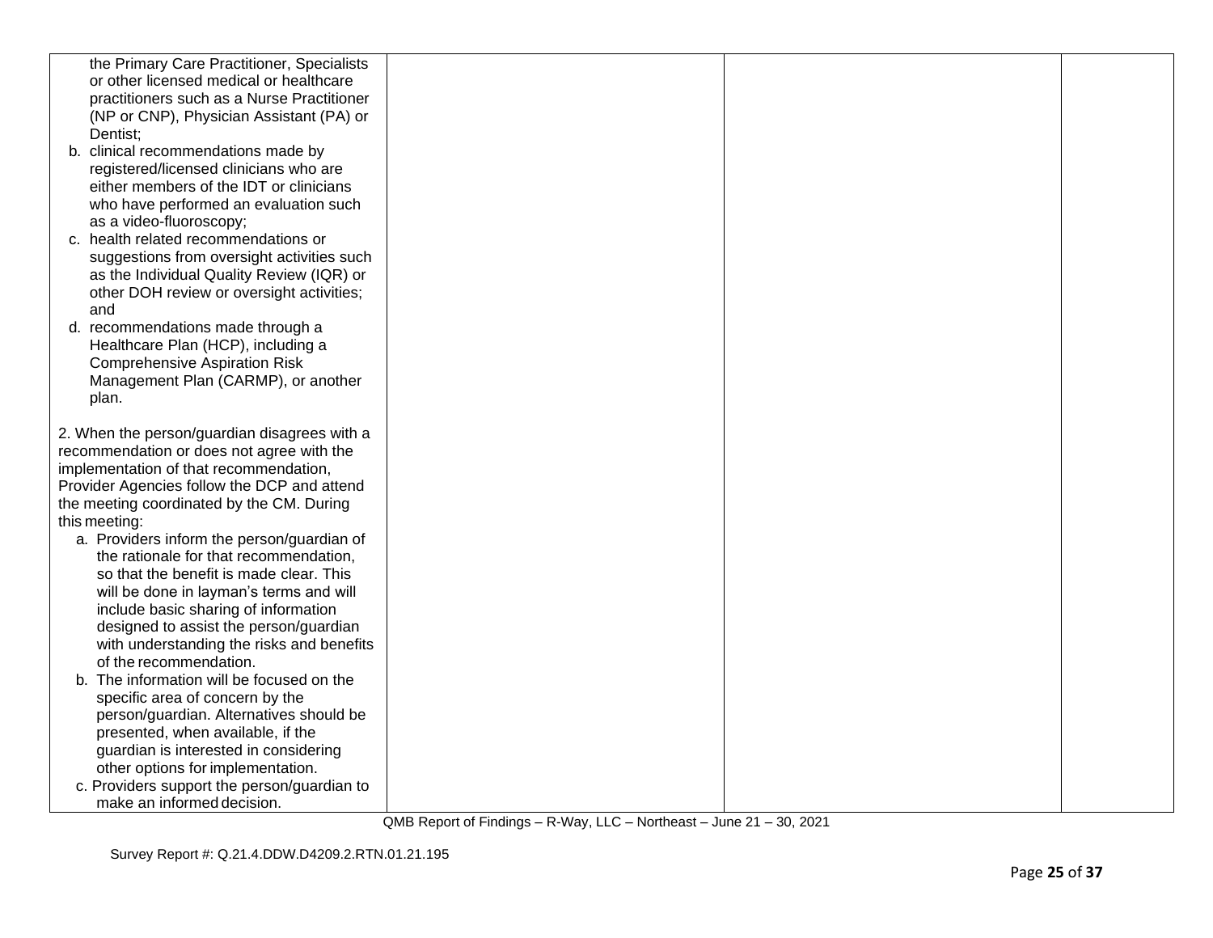| | | | |
|---|---|---|---|
| the Primary Care Practitioner, Specialists or other licensed medical or healthcare practitioners such as a Nurse Practitioner (NP or CNP), Physician Assistant (PA) or Dentist;<br>b. clinical recommendations made by registered/licensed clinicians who are either members of the IDT or clinicians who have performed an evaluation such as a video-fluoroscopy;<br>c. health related recommendations or suggestions from oversight activities such as the Individual Quality Review (IQR) or other DOH review or oversight activities; and<br>d. recommendations made through a Healthcare Plan (HCP), including a Comprehensive Aspiration Risk Management Plan (CARMP), or another plan.<br><br>2. When the person/guardian disagrees with a recommendation or does not agree with the implementation of that recommendation, Provider Agencies follow the DCP and attend the meeting coordinated by the CM. During this meeting:<br>a. Providers inform the person/guardian of the rationale for that recommendation, so that the benefit is made clear. This will be done in layman's terms and will include basic sharing of information designed to assist the person/guardian with understanding the risks and benefits of the recommendation.<br>b. The information will be focused on the specific area of concern by the person/guardian. Alternatives should be presented, when available, if the guardian is interested in considering other options for implementation.<br>c. Providers support the person/guardian to make an informed decision. | | | |

QMB Report of Findings – R-Way, LLC – Northeast – June 21 – 30, 2021

Survey Report #: Q.21.4.DDW.D4209.2.RTN.01.21.195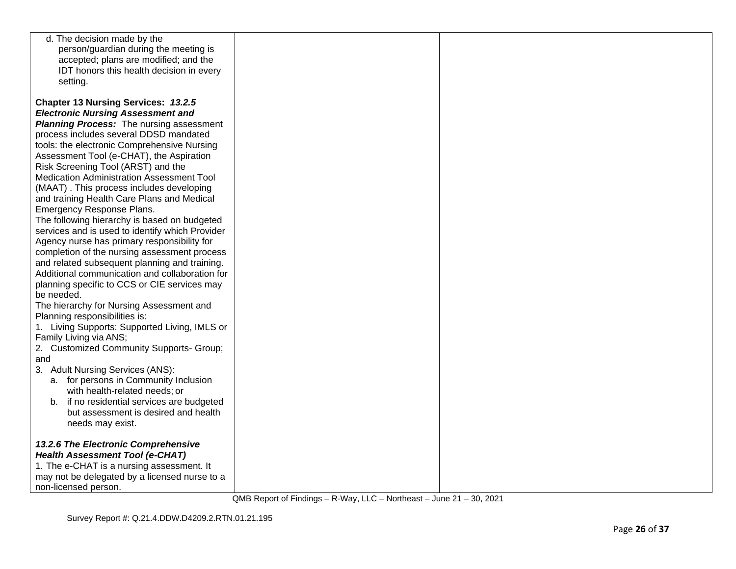| | | | |
|---|---|---|---|
| d. The decision made by the person/guardian during the meeting is accepted; plans are modified; and the IDT honors this health decision in every setting.<br><br>**Chapter 13 Nursing Services: *13.2.5 Electronic Nursing Assessment and Planning Process:*** The nursing assessment process includes several DDSD mandated tools: the electronic Comprehensive Nursing Assessment Tool (e-CHAT), the Aspiration Risk Screening Tool (ARST) and the Medication Administration Assessment Tool (MAAT) . This process includes developing and training Health Care Plans and Medical Emergency Response Plans.<br>The following hierarchy is based on budgeted services and is used to identify which Provider Agency nurse has primary responsibility for completion of the nursing assessment process and related subsequent planning and training. Additional communication and collaboration for planning specific to CCS or CIE services may be needed.<br>The hierarchy for Nursing Assessment and Planning responsibilities is:<br>1. Living Supports: Supported Living, IMLS or Family Living via ANS;<br>2. Customized Community Supports- Group; and<br>3. Adult Nursing Services (ANS):<br>a. for persons in Community Inclusion with health-related needs; or<br>b. if no residential services are budgeted but assessment is desired and health needs may exist.<br><br>***13.2.6 The Electronic Comprehensive Health Assessment Tool (e-CHAT)***<br>1. The e-CHAT is a nursing assessment. It may not be delegated by a licensed nurse to a non-licensed person. | | | |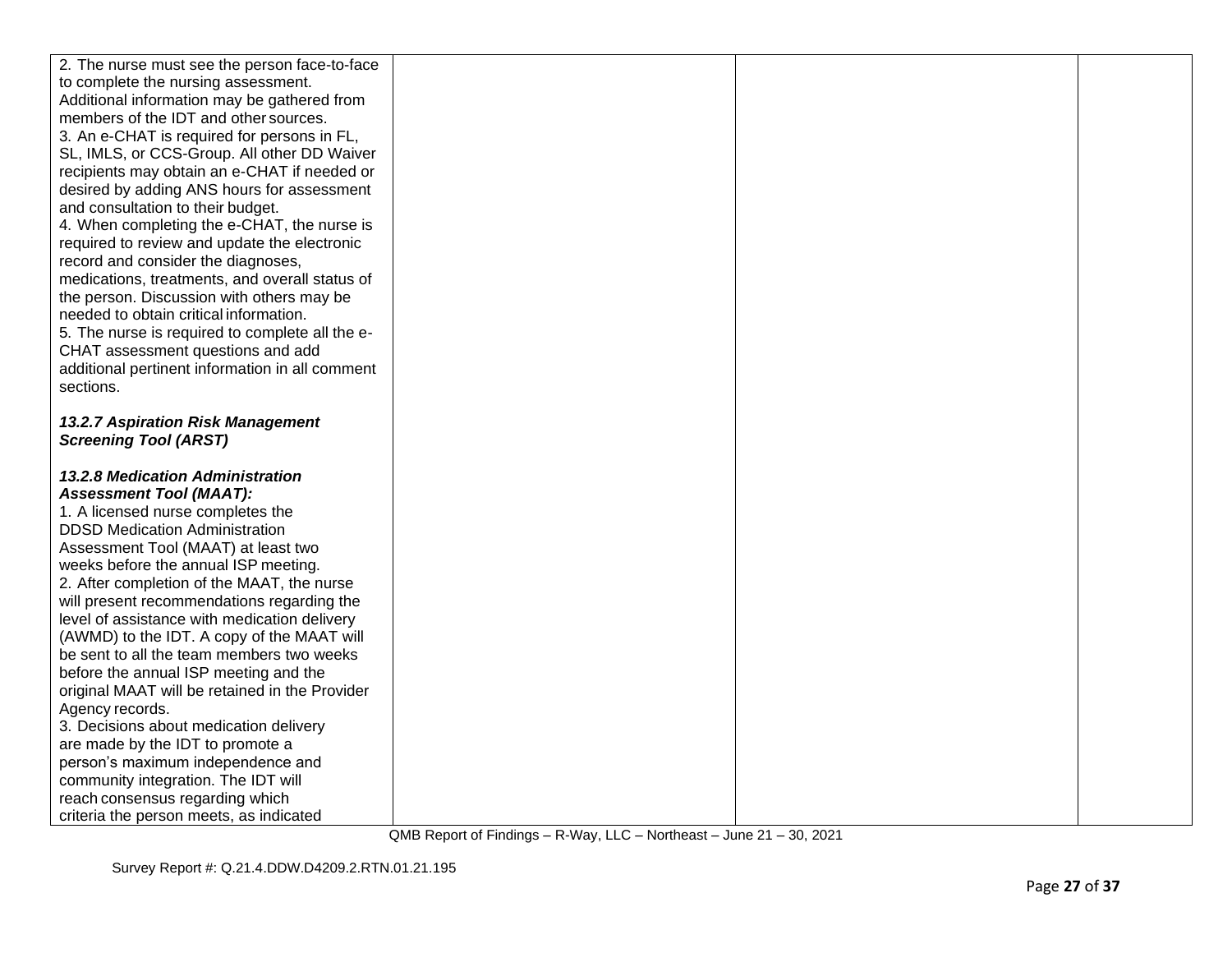| | | | |
|---|---|---|---|
| 2. The nurse must see the person face-to-face to complete the nursing assessment. Additional information may be gathered from members of the IDT and other sources.<br>3. An e-CHAT is required for persons in FL, SL, IMLS, or CCS-Group. All other DD Waiver recipients may obtain an e-CHAT if needed or desired by adding ANS hours for assessment and consultation to their budget.<br>4. When completing the e-CHAT, the nurse is required to review and update the electronic record and consider the diagnoses, medications, treatments, and overall status of the person. Discussion with others may be needed to obtain critical information.<br>5. The nurse is required to complete all the e-CHAT assessment questions and add additional pertinent information in all comment sections.<br><br>***13.2.7 Aspiration Risk Management Screening Tool (ARST)***<br><br>***13.2.8 Medication Administration Assessment Tool (MAAT):***<br>1. A licensed nurse completes the DDSD Medication Administration Assessment Tool (MAAT) at least two weeks before the annual ISP meeting.<br>2. After completion of the MAAT, the nurse will present recommendations regarding the level of assistance with medication delivery (AWMD) to the IDT. A copy of the MAAT will be sent to all the team members two weeks before the annual ISP meeting and the original MAAT will be retained in the Provider Agency records.<br>3. Decisions about medication delivery are made by the IDT to promote a person's maximum independence and community integration. The IDT will reach consensus regarding which criteria the person meets, as indicated | | | |

QMB Report of Findings – R-Way, LLC – Northeast – June 21 – 30, 2021

Survey Report #: Q.21.4.DDW.D4209.2.RTN.01.21.195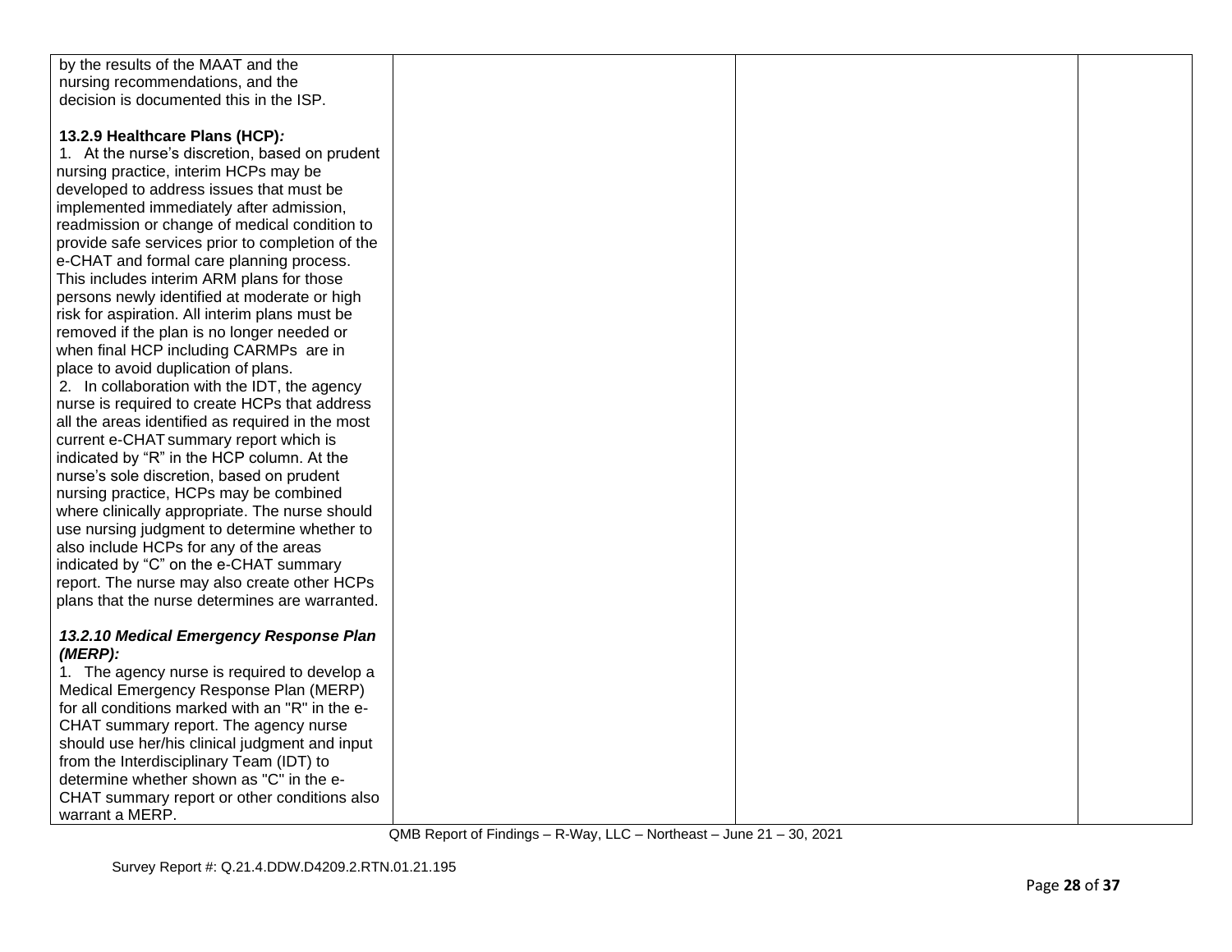| | | | |
|---|---|---|---|
| by the results of the MAAT and the nursing recommendations, and the decision is documented this in the ISP.<br><br>**13.2.9 Healthcare Plans (HCP)*:***<br>1. At the nurse's discretion, based on prudent nursing practice, interim HCPs may be developed to address issues that must be implemented immediately after admission, readmission or change of medical condition to provide safe services prior to completion of the e-CHAT and formal care planning process. This includes interim ARM plans for those persons newly identified at moderate or high risk for aspiration. All interim plans must be removed if the plan is no longer needed or when final HCP including CARMPs are in place to avoid duplication of plans.<br>2. In collaboration with the IDT, the agency nurse is required to create HCPs that address all the areas identified as required in the most current e-CHAT summary report which is indicated by "R" in the HCP column. At the nurse's sole discretion, based on prudent nursing practice, HCPs may be combined where clinically appropriate. The nurse should use nursing judgment to determine whether to also include HCPs for any of the areas indicated by "C" on the e-CHAT summary report. The nurse may also create other HCPs plans that the nurse determines are warranted.<br><br>***13.2.10 Medical Emergency Response Plan (MERP):***<br>1. The agency nurse is required to develop a Medical Emergency Response Plan (MERP) for all conditions marked with an "R" in the e-CHAT summary report. The agency nurse should use her/his clinical judgment and input from the Interdisciplinary Team (IDT) to determine whether shown as "C" in the e-CHAT summary report or other conditions also warrant a MERP. | | | |

QMB Report of Findings – R-Way, LLC – Northeast – June 21 – 30, 2021

Survey Report #: Q.21.4.DDW.D4209.2.RTN.01.21.195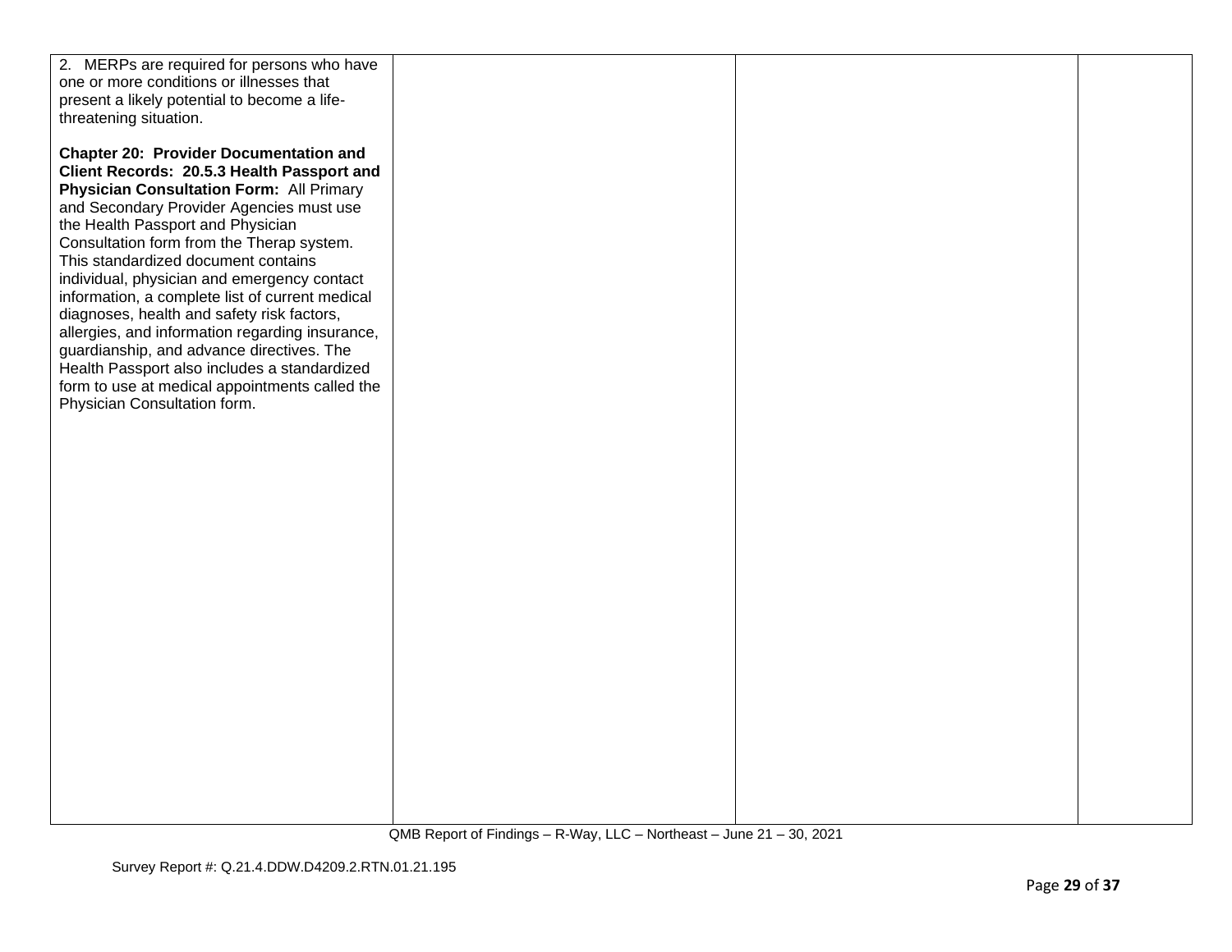| | | | |
|---|---|---|---|
| 2. MERPs are required for persons who have one or more conditions or illnesses that present a likely potential to become a life-threatening situation.<br><br>**Chapter 20: Provider Documentation and Client Records: 20.5.3 Health Passport and Physician Consultation Form:** All Primary and Secondary Provider Agencies must use the Health Passport and Physician Consultation form from the Therap system. This standardized document contains individual, physician and emergency contact information, a complete list of current medical diagnoses, health and safety risk factors, allergies, and information regarding insurance, guardianship, and advance directives. The Health Passport also includes a standardized form to use at medical appointments called the Physician Consultation form. | | | |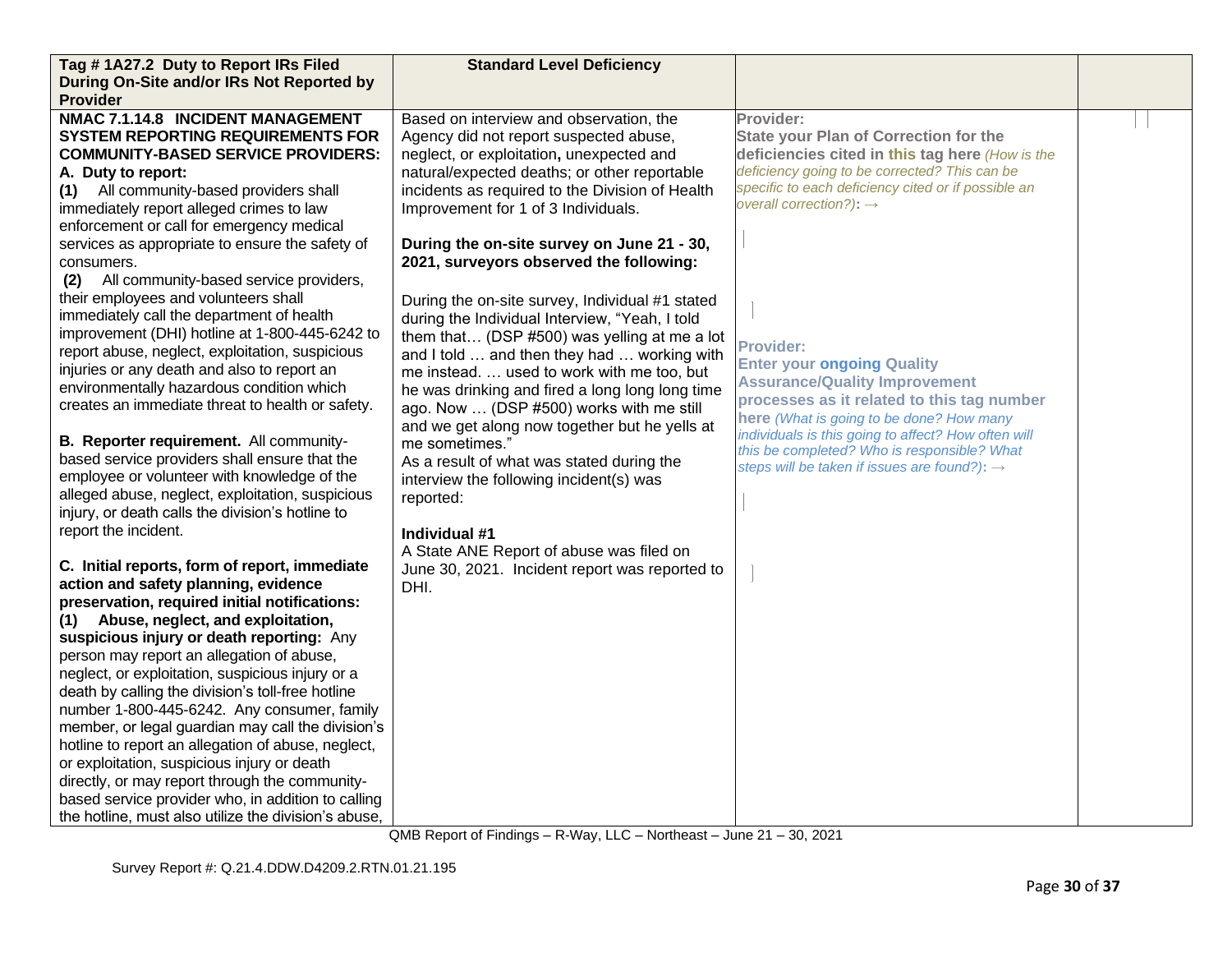| Tag # 1A27.2 Duty to Report IRs Filed During On-Site and/or IRs Not Reported by Provider | Standard Level Deficiency | | |
|---|---|---|---|
| **NMAC 7.1.14.8 INCIDENT MANAGEMENT SYSTEM REPORTING REQUIREMENTS FOR COMMUNITY-BASED SERVICE PROVIDERS:**<br>**A. Duty to report:**<br>**(1)** All community-based providers shall immediately report alleged crimes to law enforcement or call for emergency medical services as appropriate to ensure the safety of consumers.<br>**(2)** All community-based service providers, their employees and volunteers shall immediately call the department of health improvement (DHI) hotline at 1-800-445-6242 to report abuse, neglect, exploitation, suspicious injuries or any death and also to report an environmentally hazardous condition which creates an immediate threat to health or safety.<br><br>**B. Reporter requirement.** All community-based service providers shall ensure that the employee or volunteer with knowledge of the alleged abuse, neglect, exploitation, suspicious injury, or death calls the division's hotline to report the incident.<br><br>**C. Initial reports, form of report, immediate action and safety planning, evidence preservation, required initial notifications:**<br>**(1) Abuse, neglect, and exploitation, suspicious injury or death reporting:** Any person may report an allegation of abuse, neglect, or exploitation, suspicious injury or a death by calling the division's toll-free hotline number 1-800-445-6242. Any consumer, family member, or legal guardian may call the division's hotline to report an allegation of abuse, neglect, or exploitation, suspicious injury or death directly, or may report through the community-based service provider who, in addition to calling the hotline, must also utilize the division's abuse, | Based on interview and observation, the Agency did not report suspected abuse, neglect, or exploitation, unexpected and natural/expected deaths; or other reportable incidents as required to the Division of Health Improvement for 1 of 3 Individuals.<br><br>**During the on-site survey on June 21 - 30, 2021, surveyors observed the following:**<br><br>During the on-site survey, Individual #1 stated during the Individual Interview, "Yeah, I told them that… (DSP #500) was yelling at me a lot and I told … and then they had … working with me instead. … used to work with me too, but he was drinking and fired a long long long time ago. Now … (DSP #500) works with me still and we get along now together but he yells at me sometimes."<br>As a result of what was stated during the interview the following incident(s) was reported:<br><br>**Individual #1**<br>A State ANE Report of abuse was filed on June 30, 2021. Incident report was reported to DHI. | **Provider:**<br>**State your Plan of Correction for the deficiencies cited in this tag here** *(How is the deficiency going to be corrected? This can be specific to each deficiency cited or if possible an overall correction?)*: →<br><br>**Provider:**<br>**Enter your ongoing Quality Assurance/Quality Improvement processes as it related to this tag number here** *(What is going to be done? How many individuals is this going to affect? How often will this be completed? Who is responsible? What steps will be taken if issues are found?)*: → | |

QMB Report of Findings – R-Way, LLC – Northeast – June 21 – 30, 2021

Survey Report #: Q.21.4.DDW.D4209.2.RTN.01.21.195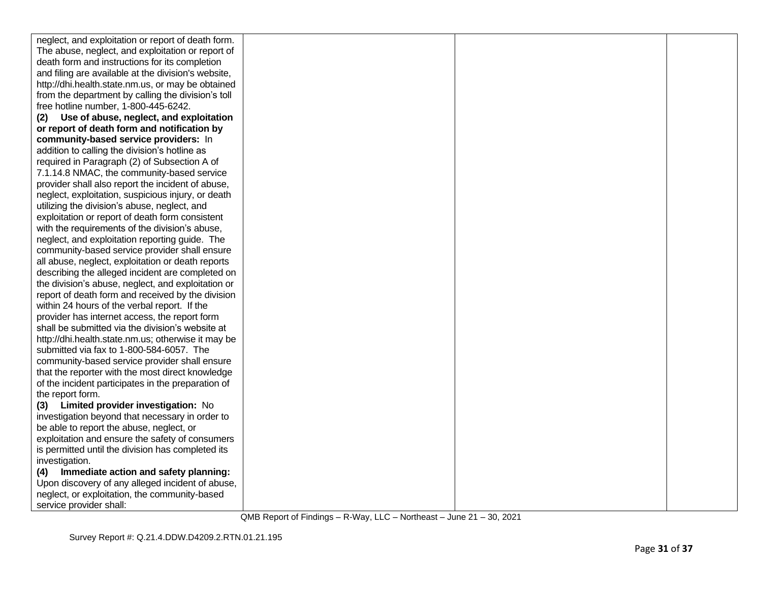| | | | |
|---|---|---|---|
| neglect, and exploitation or report of death form. The abuse, neglect, and exploitation or report of death form and instructions for its completion and filing are available at the division's website, http://dhi.health.state.nm.us, or may be obtained from the department by calling the division's toll free hotline number, 1-800-445-6242.<br>**(2) Use of abuse, neglect, and exploitation or report of death form and notification by community-based service providers:** In addition to calling the division's hotline as required in Paragraph (2) of Subsection A of 7.1.14.8 NMAC, the community-based service provider shall also report the incident of abuse, neglect, exploitation, suspicious injury, or death utilizing the division's abuse, neglect, and exploitation or report of death form consistent with the requirements of the division's abuse, neglect, and exploitation reporting guide. The community-based service provider shall ensure all abuse, neglect, exploitation or death reports describing the alleged incident are completed on the division's abuse, neglect, and exploitation or report of death form and received by the division within 24 hours of the verbal report. If the provider has internet access, the report form shall be submitted via the division's website at http://dhi.health.state.nm.us; otherwise it may be submitted via fax to 1-800-584-6057. The community-based service provider shall ensure that the reporter with the most direct knowledge of the incident participates in the preparation of the report form.<br>**(3) Limited provider investigation:** No investigation beyond that necessary in order to be able to report the abuse, neglect, or exploitation and ensure the safety of consumers is permitted until the division has completed its investigation.<br>**(4) Immediate action and safety planning:** Upon discovery of any alleged incident of abuse, neglect, or exploitation, the community-based service provider shall: | | | |

QMB Report of Findings – R-Way, LLC – Northeast – June 21 – 30, 2021

Survey Report #: Q.21.4.DDW.D4209.2.RTN.01.21.195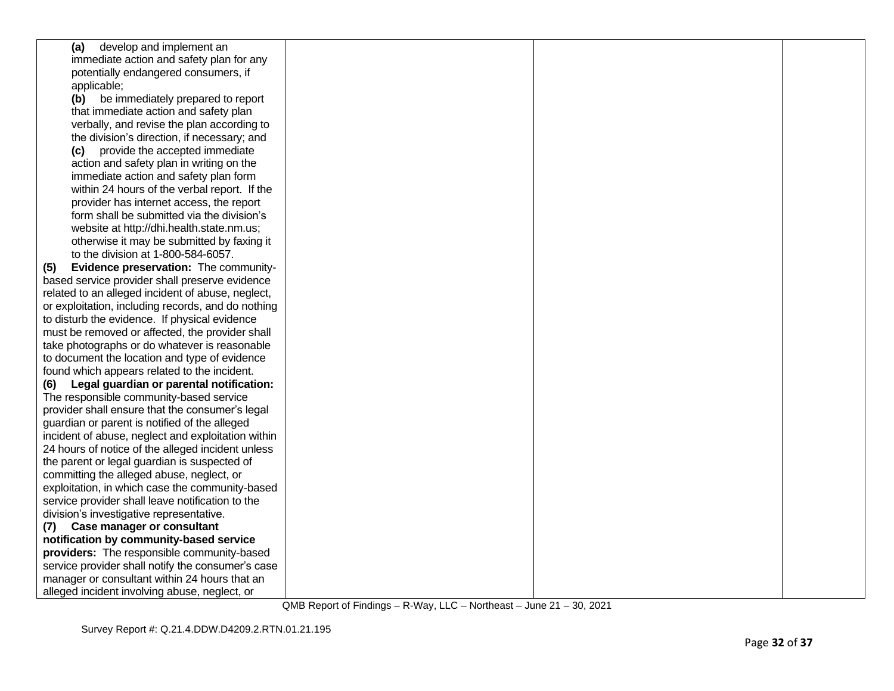| | | | |
|---|---|---|---|
| **(a)** develop and implement an immediate action and safety plan for any potentially endangered consumers, if applicable;<br>**(b)** be immediately prepared to report that immediate action and safety plan verbally, and revise the plan according to the division's direction, if necessary; and<br>**(c)** provide the accepted immediate action and safety plan in writing on the immediate action and safety plan form within 24 hours of the verbal report. If the provider has internet access, the report form shall be submitted via the division's website at http://dhi.health.state.nm.us; otherwise it may be submitted by faxing it to the division at 1-800-584-6057.<br>**(5) Evidence preservation:** The community-based service provider shall preserve evidence related to an alleged incident of abuse, neglect, or exploitation, including records, and do nothing to disturb the evidence. If physical evidence must be removed or affected, the provider shall take photographs or do whatever is reasonable to document the location and type of evidence found which appears related to the incident.<br>**(6) Legal guardian or parental notification:** The responsible community-based service provider shall ensure that the consumer's legal guardian or parent is notified of the alleged incident of abuse, neglect and exploitation within 24 hours of notice of the alleged incident unless the parent or legal guardian is suspected of committing the alleged abuse, neglect, or exploitation, in which case the community-based service provider shall leave notification to the division's investigative representative.<br>**(7) Case manager or consultant notification by community-based service providers:** The responsible community-based service provider shall notify the consumer's case manager or consultant within 24 hours that an alleged incident involving abuse, neglect, or | | | |

QMB Report of Findings – R-Way, LLC – Northeast – June 21 – 30, 2021

Survey Report #: Q.21.4.DDW.D4209.2.RTN.01.21.195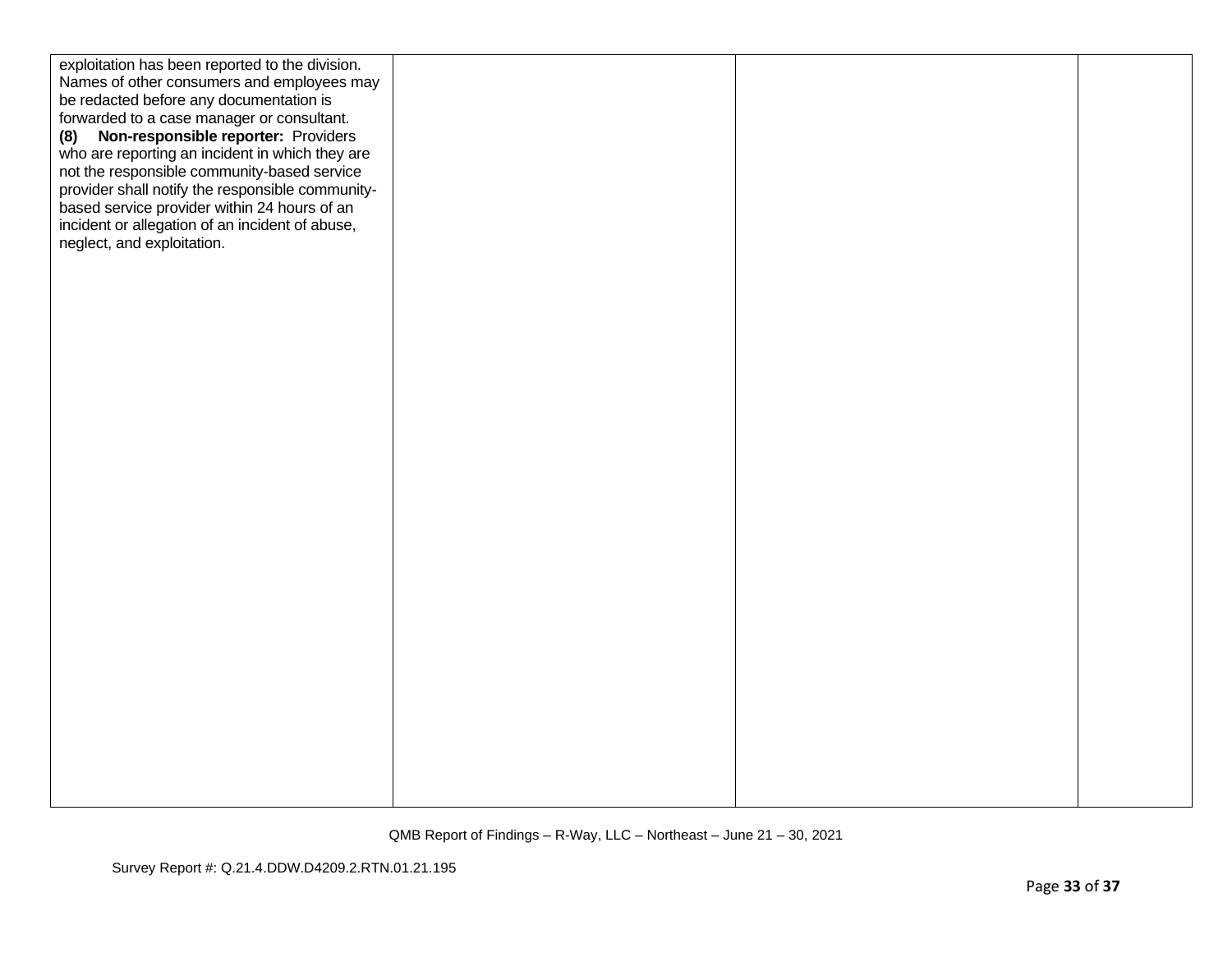| | | | |
|---|---|---|---|
| exploitation has been reported to the division. Names of other consumers and employees may be redacted before any documentation is forwarded to a case manager or consultant.<br>**(8) Non-responsible reporter:** Providers who are reporting an incident in which they are not the responsible community-based service provider shall notify the responsible community-based service provider within 24 hours of an incident or allegation of an incident of abuse, neglect, and exploitation. | | | |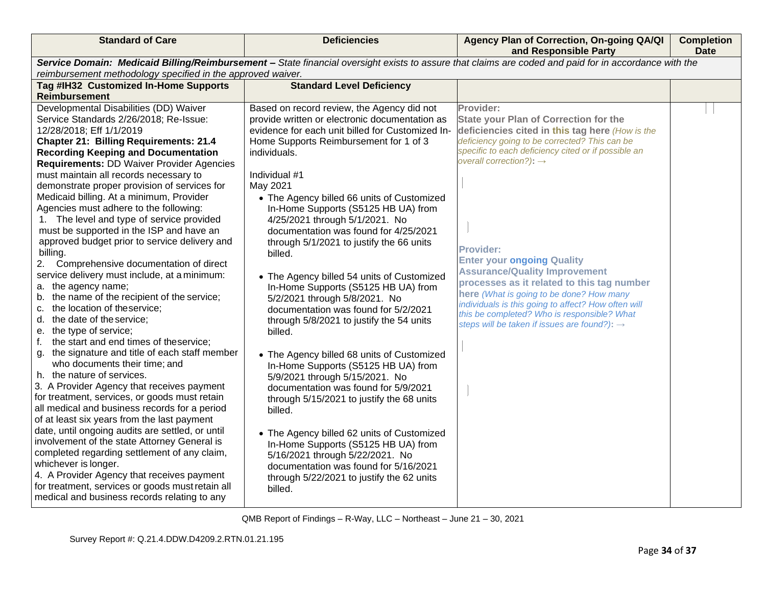| Standard of Care | Deficiencies | Agency Plan of Correction, On-going QA/QI and Responsible Party | Completion Date |
|---|---|---|---|
| ***Service Domain: Medicaid Billing/Reimbursement –** State financial oversight exists to assure that claims are coded and paid for in accordance with the reimbursement methodology specified in the approved waiver.* | | | |
| **Tag #IH32 Customized In-Home Supports Reimbursement** | **Standard Level Deficiency** | | |
| Developmental Disabilities (DD) Waiver Service Standards 2/26/2018; Re-Issue: 12/28/2018; Eff 1/1/2019<br>**Chapter 21: Billing Requirements: 21.4 Recording Keeping and Documentation Requirements:** DD Waiver Provider Agencies must maintain all records necessary to demonstrate proper provision of services for Medicaid billing. At a minimum, Provider Agencies must adhere to the following:<br>1. The level and type of service provided must be supported in the ISP and have an approved budget prior to service delivery and billing.<br>2. Comprehensive documentation of direct service delivery must include, at a minimum:<br>a. the agency name;<br>b. the name of the recipient of the service;<br>c. the location of the service;<br>d. the date of the service;<br>e. the type of service;<br>f. the start and end times of the service;<br>g. the signature and title of each staff member who documents their time; and<br>h. the nature of services.<br>3. A Provider Agency that receives payment for treatment, services, or goods must retain all medical and business records for a period of at least six years from the last payment date, until ongoing audits are settled, or until involvement of the state Attorney General is completed regarding settlement of any claim, whichever is longer.<br>4. A Provider Agency that receives payment for treatment, services or goods must retain all medical and business records relating to any | Based on record review, the Agency did not provide written or electronic documentation as evidence for each unit billed for Customized In-Home Supports Reimbursement for 1 of 3 individuals.<br><br>Individual #1<br>May 2021<br>• The Agency billed 66 units of Customized In-Home Supports (S5125 HB UA) from 4/25/2021 through 5/1/2021. No documentation was found for 4/25/2021 through 5/1/2021 to justify the 66 units billed.<br><br>• The Agency billed 54 units of Customized In-Home Supports (S5125 HB UA) from 5/2/2021 through 5/8/2021. No documentation was found for 5/2/2021 through 5/8/2021 to justify the 54 units billed.<br><br>• The Agency billed 68 units of Customized In-Home Supports (S5125 HB UA) from 5/9/2021 through 5/15/2021. No documentation was found for 5/9/2021 through 5/15/2021 to justify the 68 units billed.<br><br>• The Agency billed 62 units of Customized In-Home Supports (S5125 HB UA) from 5/16/2021 through 5/22/2021. No documentation was found for 5/16/2021 through 5/22/2021 to justify the 62 units billed. | **Provider:**<br>**State your Plan of Correction for the deficiencies cited in this tag here** *(How is the deficiency going to be corrected? This can be specific to each deficiency cited or if possible an overall correction?)*: →<br><br>**Provider:**<br>**Enter your ongoing Quality Assurance/Quality Improvement processes as it related to this tag number here** *(What is going to be done? How many individuals is this going to affect? How often will this be completed? Who is responsible? What steps will be taken if issues are found?)*: → | |

QMB Report of Findings – R-Way, LLC – Northeast – June 21 – 30, 2021

Survey Report #: Q.21.4.DDW.D4209.2.RTN.01.21.195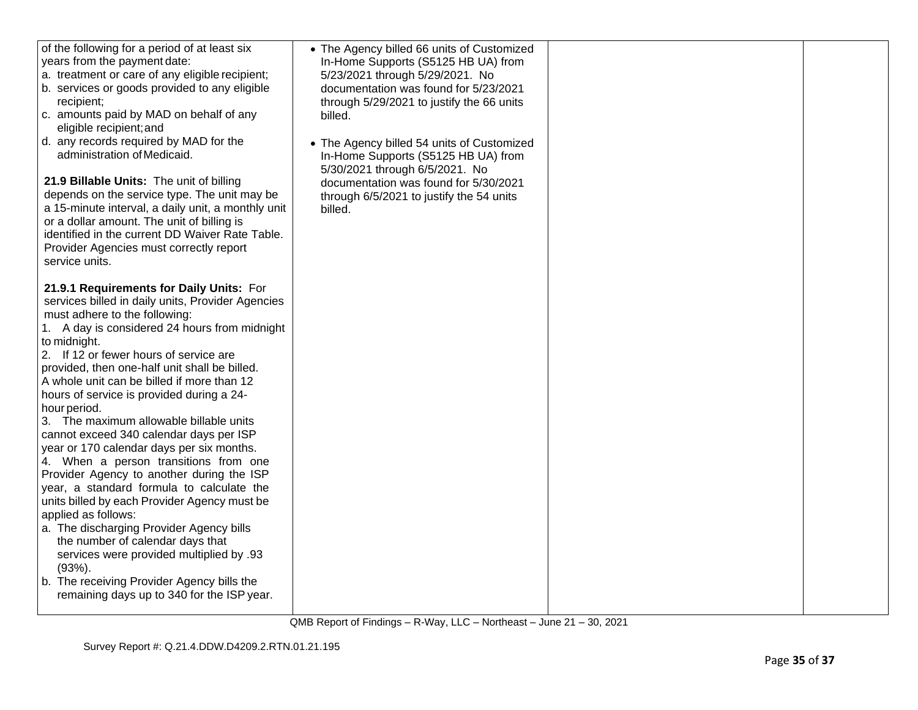| | | | |
|---|---|---|---|
| of the following for a period of at least six years from the payment date:<br>a. treatment or care of any eligible recipient;<br>b. services or goods provided to any eligible recipient;<br>c. amounts paid by MAD on behalf of any eligible recipient; and<br>d. any records required by MAD for the administration of Medicaid.<br><br>**21.9 Billable Units:** The unit of billing depends on the service type. The unit may be a 15-minute interval, a daily unit, a monthly unit or a dollar amount. The unit of billing is identified in the current DD Waiver Rate Table. Provider Agencies must correctly report service units.<br><br>**21.9.1 Requirements for Daily Units:** For services billed in daily units, Provider Agencies must adhere to the following:<br>1. A day is considered 24 hours from midnight to midnight.<br>2. If 12 or fewer hours of service are provided, then one-half unit shall be billed. A whole unit can be billed if more than 12 hours of service is provided during a 24-hour period.<br>3. The maximum allowable billable units cannot exceed 340 calendar days per ISP year or 170 calendar days per six months.<br>4. When a person transitions from one Provider Agency to another during the ISP year, a standard formula to calculate the units billed by each Provider Agency must be applied as follows:<br>a. The discharging Provider Agency bills the number of calendar days that services were provided multiplied by .93 (93%).<br>b. The receiving Provider Agency bills the remaining days up to 340 for the ISP year. | • The Agency billed 66 units of Customized In-Home Supports (S5125 HB UA) from 5/23/2021 through 5/29/2021. No documentation was found for 5/23/2021 through 5/29/2021 to justify the 66 units billed.<br><br>• The Agency billed 54 units of Customized In-Home Supports (S5125 HB UA) from 5/30/2021 through 6/5/2021. No documentation was found for 5/30/2021 through 6/5/2021 to justify the 54 units billed. | | |

QMB Report of Findings – R-Way, LLC – Northeast – June 21 – 30, 2021

Survey Report #: Q.21.4.DDW.D4209.2.RTN.01.21.195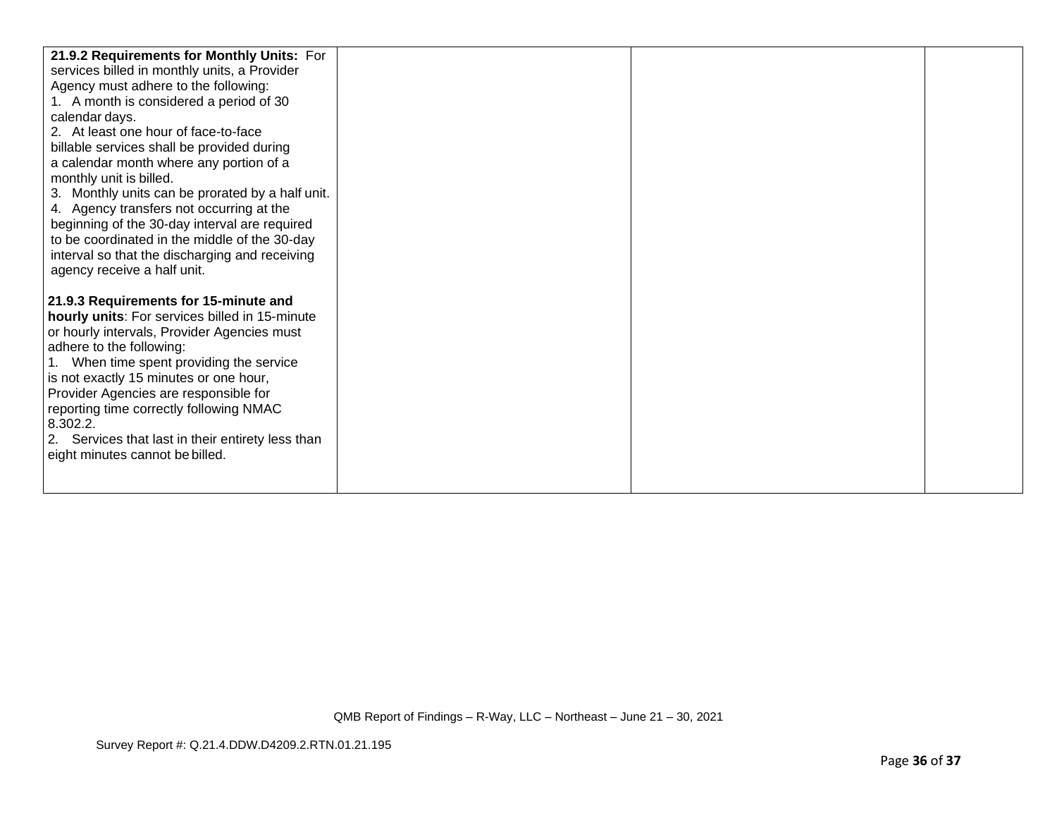| | | | |
|---|---|---|---|
| **21.9.2 Requirements for Monthly Units:** For services billed in monthly units, a Provider Agency must adhere to the following:<br>1. A month is considered a period of 30 calendar days.<br>2. At least one hour of face-to-face billable services shall be provided during a calendar month where any portion of a monthly unit is billed.<br>3. Monthly units can be prorated by a half unit.<br>4. Agency transfers not occurring at the beginning of the 30-day interval are required to be coordinated in the middle of the 30-day interval so that the discharging and receiving agency receive a half unit.<br><br>**21.9.3 Requirements for 15-minute and hourly units**: For services billed in 15-minute or hourly intervals, Provider Agencies must adhere to the following:<br>1. When time spent providing the service is not exactly 15 minutes or one hour, Provider Agencies are responsible for reporting time correctly following NMAC 8.302.2.<br>2. Services that last in their entirety less than eight minutes cannot be billed. | | | |

QMB Report of Findings – R-Way, LLC – Northeast – June 21 – 30, 2021

Survey Report #: Q.21.4.DDW.D4209.2.RTN.01.21.195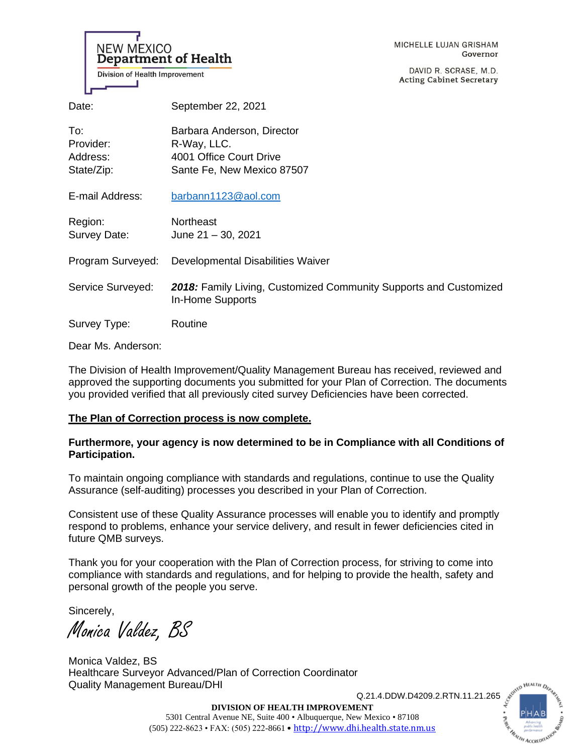NEW MEXICO
**Department of Health**
Division of Health Improvement

MICHELLE LUJAN GRISHAM
Governor

DAVID R. SCRASE, M.D.
Acting Cabinet Secretary

| | |
|---|---|
| Date: | September 22, 2021 |
| To: | Barbara Anderson, Director |
| Provider: | R-Way, LLC. |
| Address: | 4001 Office Court Drive |
| State/Zip: | Sante Fe, New Mexico 87507 |
| E-mail Address: | barbann1123@aol.com |
| Region: | Northeast |
| Survey Date: | June 21 – 30, 2021 |
| Program Surveyed: | Developmental Disabilities Waiver |
| Service Surveyed: | ***2018:*** Family Living, Customized Community Supports and Customized In-Home Supports |
| Survey Type: | Routine |

Dear Ms. Anderson:

The Division of Health Improvement/Quality Management Bureau has received, reviewed and approved the supporting documents you submitted for your Plan of Correction. The documents you provided verified that all previously cited survey Deficiencies have been corrected.

**The Plan of Correction process is now complete.**

**Furthermore, your agency is now determined to be in Compliance with all Conditions of Participation.**

To maintain ongoing compliance with standards and regulations, continue to use the Quality Assurance (self-auditing) processes you described in your Plan of Correction.

Consistent use of these Quality Assurance processes will enable you to identify and promptly respond to problems, enhance your service delivery, and result in fewer deficiencies cited in future QMB surveys.

Thank you for your cooperation with the Plan of Correction process, for striving to come into compliance with standards and regulations, and for helping to provide the health, safety and personal growth of the people you serve.

Sincerely,

*Monica Valdez, BS*

Monica Valdez, BS
Healthcare Surveyor Advanced/Plan of Correction Coordinator
Quality Management Bureau/DHI

Q.21.4.DDW.D4209.2.RTN.11.21.265

**DIVISION OF HEALTH IMPROVEMENT**
5301 Central Avenue NE, Suite 400 • Albuquerque, New Mexico • 87108
(505) 222-8623 • FAX: (505) 222-8661 • http://www.dhi.health.state.nm.us